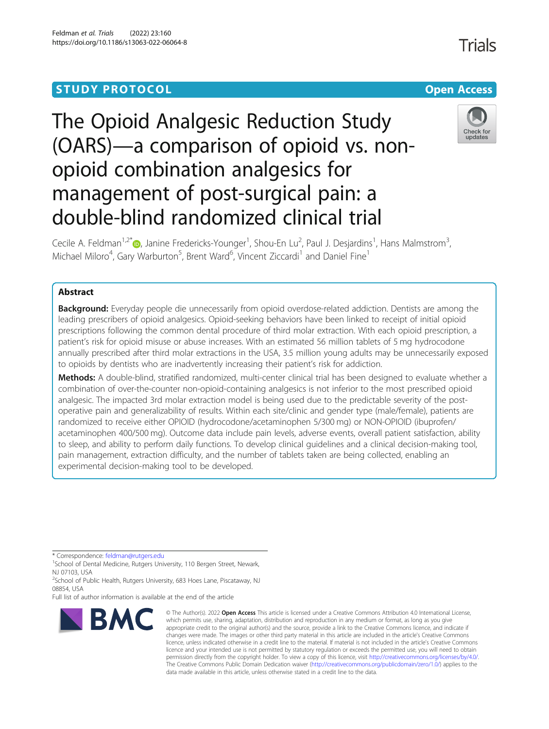STUDY PROTOCOL

Open Access

# The Opioid Analgesic Reduction Study (OARS)—a comparison of opioid vs. non-opioid combination analgesics for management of post-surgical pain: a double-blind randomized clinical trial

Cecile A. Feldman[1,2*], Janine Fredericks-Younger[1], Shou-En Lu[2], Paul J. Desjardins[1], Hans Malmstrom[3], Michael Miloro[4], Gary Warburton[5], Brent Ward[6], Vincent Ziccardi[1] and Daniel Fine[1]

## Abstract

**Background:** Everyday people die unnecessarily from opioid overdose-related addiction. Dentists are among the leading prescribers of opioid analgesics. Opioid-seeking behaviors have been linked to receipt of initial opioid prescriptions following the common dental procedure of third molar extraction. With each opioid prescription, a patient's risk for opioid misuse or abuse increases. With an estimated 56 million tablets of 5 mg hydrocodone annually prescribed after third molar extractions in the USA, 3.5 million young adults may be unnecessarily exposed to opioids by dentists who are inadvertently increasing their patient's risk for addiction.

**Methods:** A double-blind, stratified randomized, multi-center clinical trial has been designed to evaluate whether a combination of over-the-counter non-opioid-containing analgesics is not inferior to the most prescribed opioid analgesic. The impacted 3rd molar extraction model is being used due to the predictable severity of the post-operative pain and generalizability of results. Within each site/clinic and gender type (male/female), patients are randomized to receive either OPIOID (hydrocodone/acetaminophen 5/300 mg) or NON-OPIOID (ibuprofen/acetaminophen 400/500 mg). Outcome data include pain levels, adverse events, overall patient satisfaction, ability to sleep, and ability to perform daily functions. To develop clinical guidelines and a clinical decision-making tool, pain management, extraction difficulty, and the number of tablets taken are being collected, enabling an experimental decision-making tool to be developed.

\* Correspondence: feldman@rutgers.edu
[1]School of Dental Medicine, Rutgers University, 110 Bergen Street, Newark, NJ 07103, USA
[2]School of Public Health, Rutgers University, 683 Hoes Lane, Piscataway, NJ 08854, USA
Full list of author information is available at the end of the article

© The Author(s). 2022 **Open Access** This article is licensed under a Creative Commons Attribution 4.0 International License, which permits use, sharing, adaptation, distribution and reproduction in any medium or format, as long as you give appropriate credit to the original author(s) and the source, provide a link to the Creative Commons licence, and indicate if changes were made. The images or other third party material in this article are included in the article's Creative Commons licence, unless indicated otherwise in a credit line to the material. If material is not included in the article's Creative Commons licence and your intended use is not permitted by statutory regulation or exceeds the permitted use, you will need to obtain permission directly from the copyright holder. To view a copy of this licence, visit http://creativecommons.org/licenses/by/4.0/. The Creative Commons Public Domain Dedication waiver (http://creativecommons.org/publicdomain/zero/1.0/) applies to the data made available in this article, unless otherwise stated in a credit line to the data.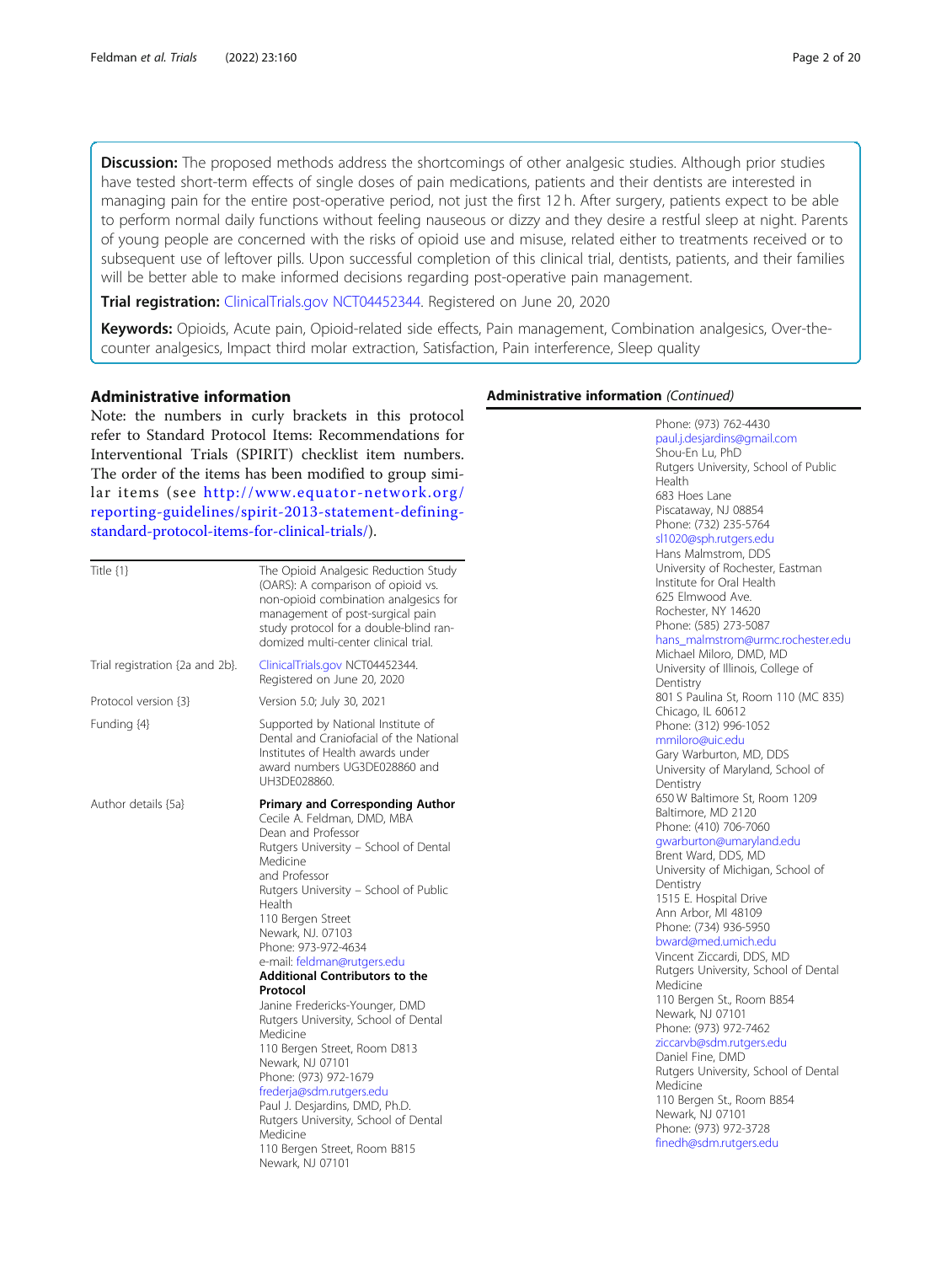**Discussion:** The proposed methods address the shortcomings of other analgesic studies. Although prior studies have tested short-term effects of single doses of pain medications, patients and their dentists are interested in managing pain for the entire post-operative period, not just the first 12 h. After surgery, patients expect to be able to perform normal daily functions without feeling nauseous or dizzy and they desire a restful sleep at night. Parents of young people are concerned with the risks of opioid use and misuse, related either to treatments received or to subsequent use of leftover pills. Upon successful completion of this clinical trial, dentists, patients, and their families will be better able to make informed decisions regarding post-operative pain management.

**Trial registration:** ClinicalTrials.gov NCT04452344. Registered on June 20, 2020

**Keywords:** Opioids, Acute pain, Opioid-related side effects, Pain management, Combination analgesics, Over-the-counter analgesics, Impact third molar extraction, Satisfaction, Pain interference, Sleep quality

## Administrative information

Note: the numbers in curly brackets in this protocol refer to Standard Protocol Items: Recommendations for Interventional Trials (SPIRIT) checklist item numbers. The order of the items has been modified to group similar items (see http://www.equator-network.org/reporting-guidelines/spirit-2013-statement-defining-standard-protocol-items-for-clinical-trials/).

| | |
|---|---|
| Title {1} | The Opioid Analgesic Reduction Study (OARS): A comparison of opioid vs. non-opioid combination analgesics for management of post-surgical pain study protocol for a double-blind randomized multi-center clinical trial. |
| Trial registration {2a and 2b}. | ClinicalTrials.gov NCT04452344. Registered on June 20, 2020 |
| Protocol version {3} | Version 5.0; July 30, 2021 |
| Funding {4} | Supported by National Institute of Dental and Craniofacial of the National Institutes of Health awards under award numbers UG3DE028860 and UH3DE028860. |
| Author details {5a} | **Primary and Corresponding Author**<br>Cecile A. Feldman, DMD, MBA<br>Dean and Professor<br>Rutgers University – School of Dental Medicine<br>and Professor<br>Rutgers University – School of Public Health<br>110 Bergen Street<br>Newark, NJ. 07103<br>Phone: 973-972-4634<br>e-mail: feldman@rutgers.edu<br>**Additional Contributors to the Protocol**<br>Janine Fredericks-Younger, DMD<br>Rutgers University, School of Dental Medicine<br>110 Bergen Street, Room D813<br>Newark, NJ 07101<br>Phone: (973) 972-1679<br>frederja@sdm.rutgers.edu<br>Paul J. Desjardins, DMD, Ph.D.<br>Rutgers University, School of Dental Medicine<br>110 Bergen Street, Room B815<br>Newark, NJ 07101<br>Phone: (973) 762-4430<br>paul.j.desjardins@gmail.com<br>Shou-En Lu, PhD<br>Rutgers University, School of Public Health<br>683 Hoes Lane<br>Piscataway, NJ 08854<br>Phone: (732) 235-5764<br>sl1020@sph.rutgers.edu<br>Hans Malmstrom, DDS<br>University of Rochester, Eastman Institute for Oral Health<br>625 Elmwood Ave.<br>Rochester, NY 14620<br>Phone: (585) 273-5087<br>hans_malmstrom@urmc.rochester.edu<br>Michael Miloro, DMD, MD<br>University of Illinois, College of Dentistry<br>801 S Paulina St, Room 110 (MC 835)<br>Chicago, IL 60612<br>Phone: (312) 996-1052<br>mmiloro@uic.edu<br>Gary Warburton, MD, DDS<br>University of Maryland, School of Dentistry<br>650 W Baltimore St, Room 1209<br>Baltimore, MD 2120<br>Phone: (410) 706-7060<br>gwarburton@umaryland.edu<br>Brent Ward, DDS, MD<br>University of Michigan, School of Dentistry<br>1515 E. Hospital Drive<br>Ann Arbor, MI 48109<br>Phone: (734) 936-5950<br>bward@med.umich.edu<br>Vincent Ziccardi, DDS, MD<br>Rutgers University, School of Dental Medicine<br>110 Bergen St., Room B854<br>Newark, NJ 07101<br>Phone: (973) 972-7462<br>ziccarvb@sdm.rutgers.edu<br>Daniel Fine, DMD<br>Rutgers University, School of Dental Medicine<br>110 Bergen St., Room B854<br>Newark, NJ 07101<br>Phone: (973) 972-3728<br>finedh@sdm.rutgers.edu |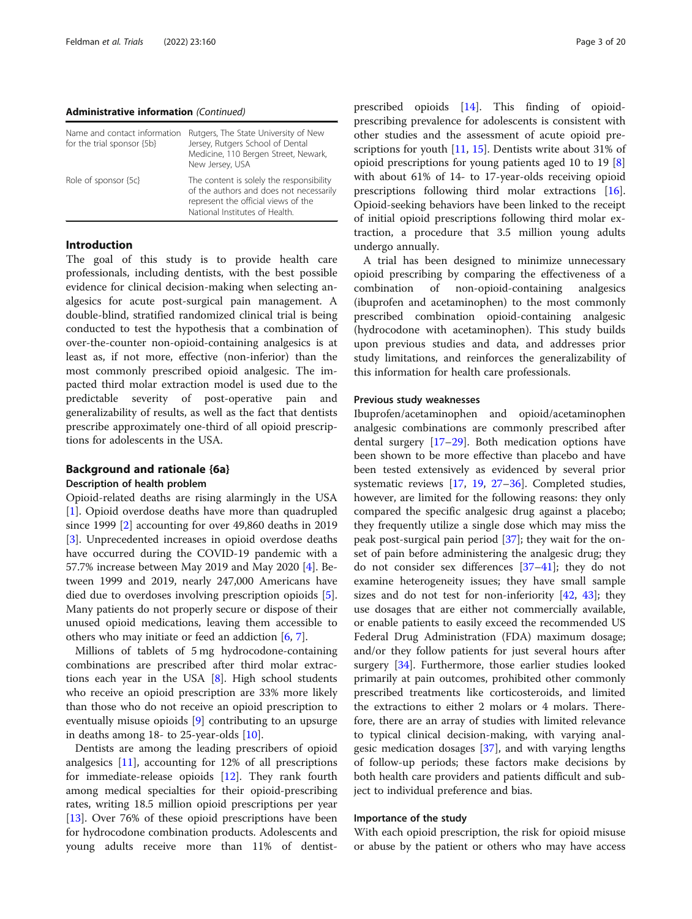**Administrative information** *(Continued)*

| | |
|---|---|
| Name and contact information for the trial sponsor {5b} | Rutgers, The State University of New Jersey, Rutgers School of Dental Medicine, 110 Bergen Street, Newark, New Jersey, USA |
| Role of sponsor {5c} | The content is solely the responsibility of the authors and does not necessarily represent the official views of the National Institutes of Health. |

## Introduction

The goal of this study is to provide health care professionals, including dentists, with the best possible evidence for clinical decision-making when selecting analgesics for acute post-surgical pain management. A double-blind, stratified randomized clinical trial is being conducted to test the hypothesis that a combination of over-the-counter non-opioid-containing analgesics is at least as, if not more, effective (non-inferior) than the most commonly prescribed opioid analgesic. The impacted third molar extraction model is used due to the predictable severity of post-operative pain and generalizability of results, as well as the fact that dentists prescribe approximately one-third of all opioid prescriptions for adolescents in the USA.

## Background and rationale {6a}

### Description of health problem

Opioid-related deaths are rising alarmingly in the USA [1]. Opioid overdose deaths have more than quadrupled since 1999 [2] accounting for over 49,860 deaths in 2019 [3]. Unprecedented increases in opioid overdose deaths have occurred during the COVID-19 pandemic with a 57.7% increase between May 2019 and May 2020 [4]. Between 1999 and 2019, nearly 247,000 Americans have died due to overdoses involving prescription opioids [5]. Many patients do not properly secure or dispose of their unused opioid medications, leaving them accessible to others who may initiate or feed an addiction [6, 7].

Millions of tablets of 5 mg hydrocodone-containing combinations are prescribed after third molar extractions each year in the USA [8]. High school students who receive an opioid prescription are 33% more likely than those who do not receive an opioid prescription to eventually misuse opioids [9] contributing to an upsurge in deaths among 18- to 25-year-olds [10].

Dentists are among the leading prescribers of opioid analgesics [11], accounting for 12% of all prescriptions for immediate-release opioids [12]. They rank fourth among medical specialties for their opioid-prescribing rates, writing 18.5 million opioid prescriptions per year [13]. Over 76% of these opioid prescriptions have been for hydrocodone combination products. Adolescents and young adults receive more than 11% of dentist-prescribed opioids [14]. This finding of opioid-prescribing prevalence for adolescents is consistent with other studies and the assessment of acute opioid prescriptions for youth [11, 15]. Dentists write about 31% of opioid prescriptions for young patients aged 10 to 19 [8] with about 61% of 14- to 17-year-olds receiving opioid prescriptions following third molar extractions [16]. Opioid-seeking behaviors have been linked to the receipt of initial opioid prescriptions following third molar extraction, a procedure that 3.5 million young adults undergo annually.

A trial has been designed to minimize unnecessary opioid prescribing by comparing the effectiveness of a combination of non-opioid-containing analgesics (ibuprofen and acetaminophen) to the most commonly prescribed combination opioid-containing analgesic (hydrocodone with acetaminophen). This study builds upon previous studies and data, and addresses prior study limitations, and reinforces the generalizability of this information for health care professionals.

### Previous study weaknesses

Ibuprofen/acetaminophen and opioid/acetaminophen analgesic combinations are commonly prescribed after dental surgery [17–29]. Both medication options have been shown to be more effective than placebo and have been tested extensively as evidenced by several prior systematic reviews [17, 19, 27–36]. Completed studies, however, are limited for the following reasons: they only compared the specific analgesic drug against a placebo; they frequently utilize a single dose which may miss the peak post-surgical pain period [37]; they wait for the onset of pain before administering the analgesic drug; they do not consider sex differences [37–41]; they do not examine heterogeneity issues; they have small sample sizes and do not test for non-inferiority [42, 43]; they use dosages that are either not commercially available, or enable patients to easily exceed the recommended US Federal Drug Administration (FDA) maximum dosage; and/or they follow patients for just several hours after surgery [34]. Furthermore, those earlier studies looked primarily at pain outcomes, prohibited other commonly prescribed treatments like corticosteroids, and limited the extractions to either 2 molars or 4 molars. Therefore, there are an array of studies with limited relevance to typical clinical decision-making, with varying analgesic medication dosages [37], and with varying lengths of follow-up periods; these factors make decisions by both health care providers and patients difficult and subject to individual preference and bias.

### Importance of the study

With each opioid prescription, the risk for opioid misuse or abuse by the patient or others who may have access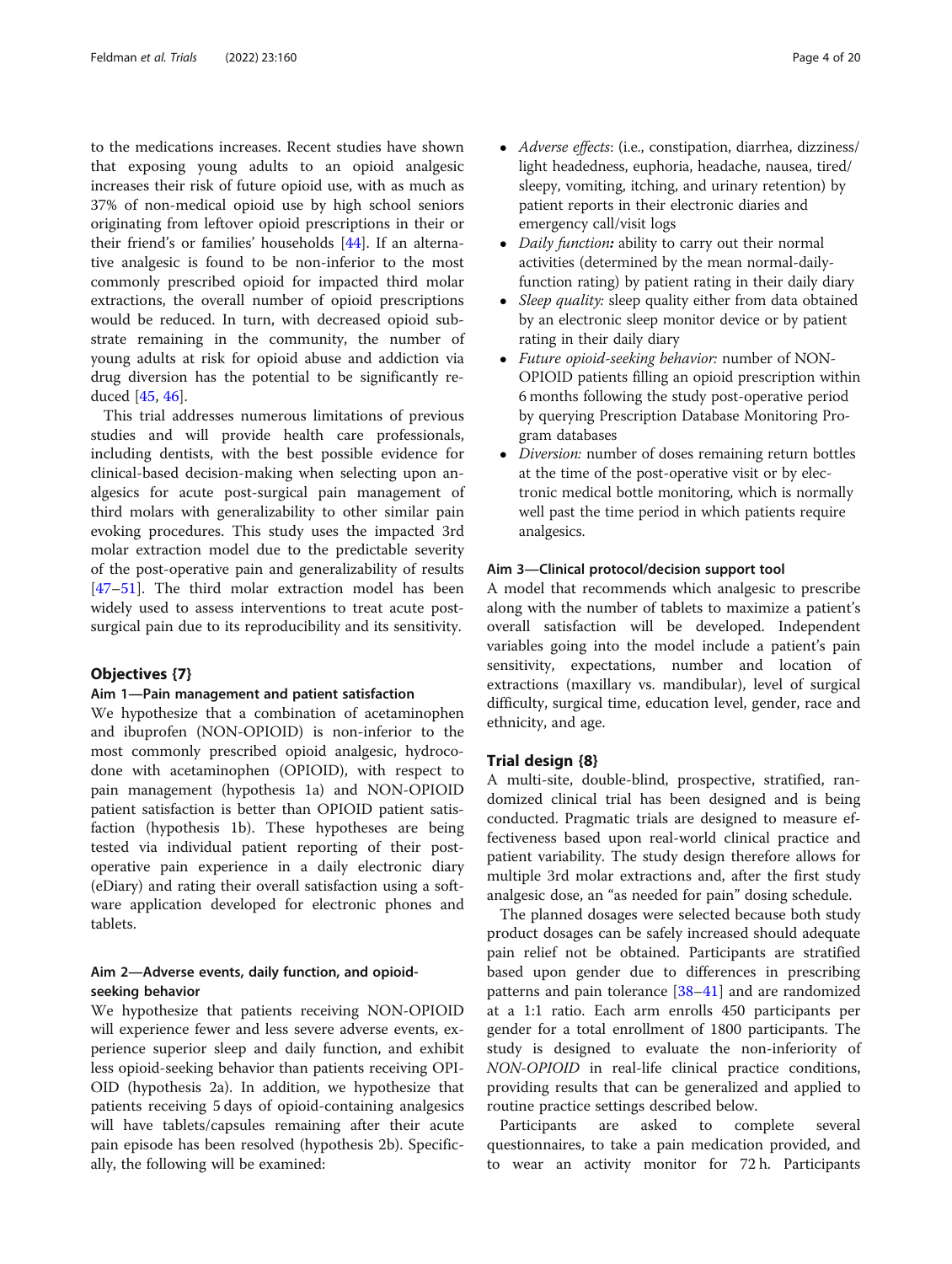to the medications increases. Recent studies have shown that exposing young adults to an opioid analgesic increases their risk of future opioid use, with as much as 37% of non-medical opioid use by high school seniors originating from leftover opioid prescriptions in their or their friend's or families' households [44]. If an alternative analgesic is found to be non-inferior to the most commonly prescribed opioid for impacted third molar extractions, the overall number of opioid prescriptions would be reduced. In turn, with decreased opioid substrate remaining in the community, the number of young adults at risk for opioid abuse and addiction via drug diversion has the potential to be significantly reduced [45, 46].

This trial addresses numerous limitations of previous studies and will provide health care professionals, including dentists, with the best possible evidence for clinical-based decision-making when selecting upon analgesics for acute post-surgical pain management of third molars with generalizability to other similar pain evoking procedures. This study uses the impacted 3rd molar extraction model due to the predictable severity of the post-operative pain and generalizability of results [47–51]. The third molar extraction model has been widely used to assess interventions to treat acute post-surgical pain due to its reproducibility and its sensitivity.

## Objectives {7}

### Aim 1—Pain management and patient satisfaction

We hypothesize that a combination of acetaminophen and ibuprofen (NON-OPIOID) is non-inferior to the most commonly prescribed opioid analgesic, hydrocodone with acetaminophen (OPIOID), with respect to pain management (hypothesis 1a) and NON-OPIOID patient satisfaction is better than OPIOID patient satisfaction (hypothesis 1b). These hypotheses are being tested via individual patient reporting of their post-operative pain experience in a daily electronic diary (eDiary) and rating their overall satisfaction using a software application developed for electronic phones and tablets.

### Aim 2—Adverse events, daily function, and opioid-seeking behavior

We hypothesize that patients receiving NON-OPIOID will experience fewer and less severe adverse events, experience superior sleep and daily function, and exhibit less opioid-seeking behavior than patients receiving OPIOID (hypothesis 2a). In addition, we hypothesize that patients receiving 5 days of opioid-containing analgesics will have tablets/capsules remaining after their acute pain episode has been resolved (hypothesis 2b). Specifically, the following will be examined:

- *Adverse effects*: (i.e., constipation, diarrhea, dizziness/light headedness, euphoria, headache, nausea, tired/sleepy, vomiting, itching, and urinary retention) by patient reports in their electronic diaries and emergency call/visit logs
- ***Daily function:*** ability to carry out their normal activities (determined by the mean normal-daily-function rating) by patient rating in their daily diary
- *Sleep quality:* sleep quality either from data obtained by an electronic sleep monitor device or by patient rating in their daily diary
- *Future opioid-seeking behavior:* number of NON-OPIOID patients filling an opioid prescription within 6 months following the study post-operative period by querying Prescription Database Monitoring Program databases
- *Diversion:* number of doses remaining return bottles at the time of the post-operative visit or by electronic medical bottle monitoring, which is normally well past the time period in which patients require analgesics.

### Aim 3—Clinical protocol/decision support tool

A model that recommends which analgesic to prescribe along with the number of tablets to maximize a patient's overall satisfaction will be developed. Independent variables going into the model include a patient's pain sensitivity, expectations, number and location of extractions (maxillary vs. mandibular), level of surgical difficulty, surgical time, education level, gender, race and ethnicity, and age.

## Trial design {8}

A multi-site, double-blind, prospective, stratified, randomized clinical trial has been designed and is being conducted. Pragmatic trials are designed to measure effectiveness based upon real-world clinical practice and patient variability. The study design therefore allows for multiple 3rd molar extractions and, after the first study analgesic dose, an "as needed for pain" dosing schedule.

The planned dosages were selected because both study product dosages can be safely increased should adequate pain relief not be obtained. Participants are stratified based upon gender due to differences in prescribing patterns and pain tolerance [38–41] and are randomized at a 1:1 ratio. Each arm enrolls 450 participants per gender for a total enrollment of 1800 participants. The study is designed to evaluate the non-inferiority of *NON-OPIOID* in real-life clinical practice conditions, providing results that can be generalized and applied to routine practice settings described below.

Participants are asked to complete several questionnaires, to take a pain medication provided, and to wear an activity monitor for 72 h. Participants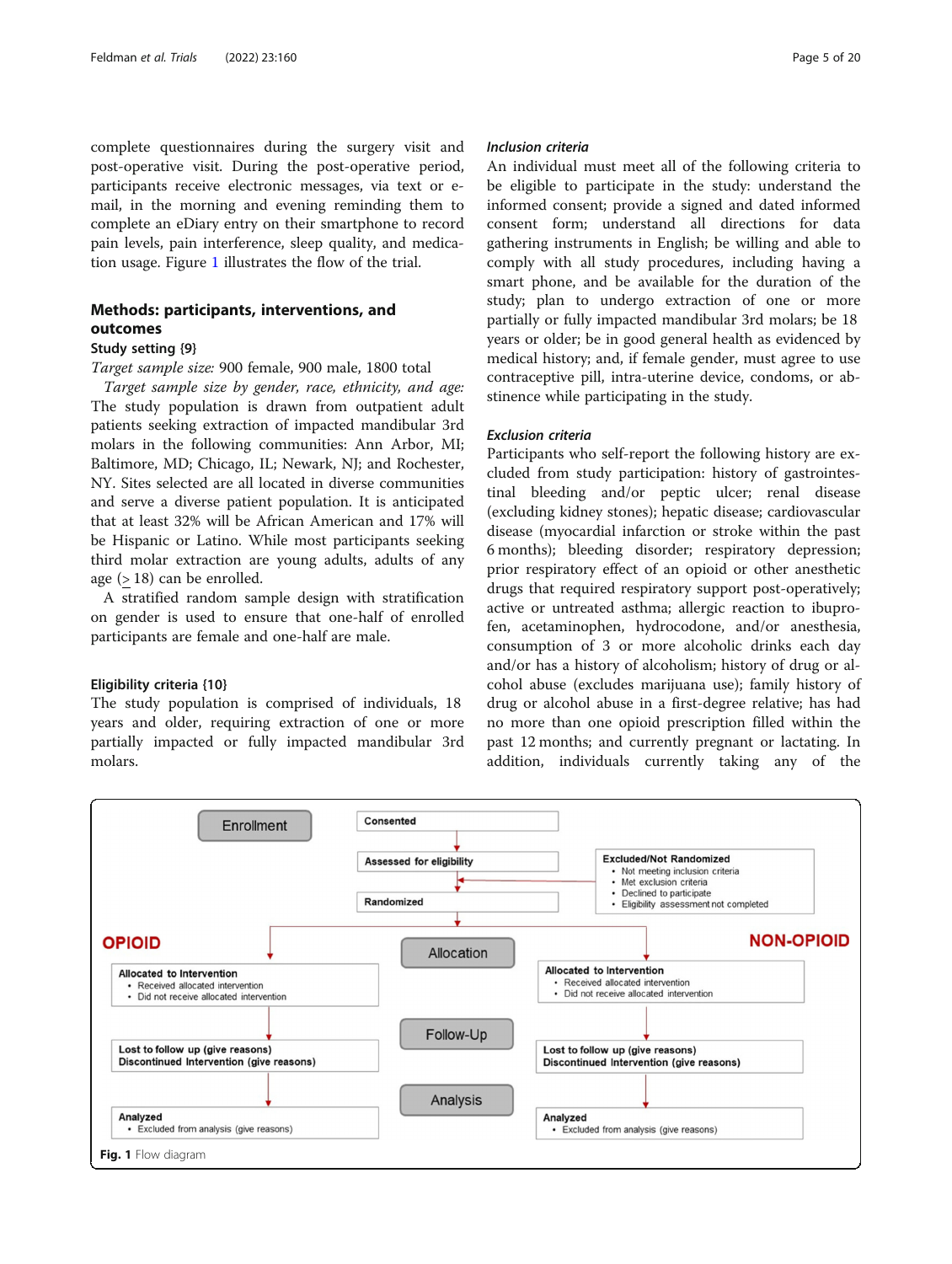complete questionnaires during the surgery visit and post-operative visit. During the post-operative period, participants receive electronic messages, via text or e-mail, in the morning and evening reminding them to complete an eDiary entry on their smartphone to record pain levels, pain interference, sleep quality, and medication usage. Figure 1 illustrates the flow of the trial.

## Methods: participants, interventions, and outcomes

### Study setting {9}

*Target sample size:* 900 female, 900 male, 1800 total

*Target sample size by gender, race, ethnicity, and age:* The study population is drawn from outpatient adult patients seeking extraction of impacted mandibular 3rd molars in the following communities: Ann Arbor, MI; Baltimore, MD; Chicago, IL; Newark, NJ; and Rochester, NY. Sites selected are all located in diverse communities and serve a diverse patient population. It is anticipated that at least 32% will be African American and 17% will be Hispanic or Latino. While most participants seeking third molar extraction are young adults, adults of any age ($\geq$ 18) can be enrolled.

A stratified random sample design with stratification on gender is used to ensure that one-half of enrolled participants are female and one-half are male.

### Eligibility criteria {10}

The study population is comprised of individuals, 18 years and older, requiring extraction of one or more partially impacted or fully impacted mandibular 3rd molars.

#### *Inclusion criteria*

An individual must meet all of the following criteria to be eligible to participate in the study: understand the informed consent; provide a signed and dated informed consent form; understand all directions for data gathering instruments in English; be willing and able to comply with all study procedures, including having a smart phone, and be available for the duration of the study; plan to undergo extraction of one or more partially or fully impacted mandibular 3rd molars; be 18 years or older; be in good general health as evidenced by medical history; and, if female gender, must agree to use contraceptive pill, intra-uterine device, condoms, or abstinence while participating in the study.

#### *Exclusion criteria*

Participants who self-report the following history are excluded from study participation: history of gastrointestinal bleeding and/or peptic ulcer; renal disease (excluding kidney stones); hepatic disease; cardiovascular disease (myocardial infarction or stroke within the past 6 months); bleeding disorder; respiratory depression; prior respiratory effect of an opioid or other anesthetic drugs that required respiratory support post-operatively; active or untreated asthma; allergic reaction to ibuprofen, acetaminophen, hydrocodone, and/or anesthesia, consumption of 3 or more alcoholic drinks each day and/or has a history of alcoholism; history of drug or alcohol abuse (excludes marijuana use); family history of drug or alcohol abuse in a first-degree relative; has had no more than one opioid prescription filled within the past 12 months; and currently pregnant or lactating. In addition, individuals currently taking any of the

| Stage | OPIOID | | NON-OPIOID |
|---|---|---|---|
| Enrollment | | Consented → Assessed for eligibility → Randomized | **Excluded/Not Randomized**<br>• Not meeting inclusion criteria<br>• Met exclusion criteria<br>• Declined to participate<br>• Eligibility assessment not completed |
| Allocation | **Allocated to Intervention**<br>• Received allocated intervention<br>• Did not receive allocated intervention | | **Allocated to Intervention**<br>• Received allocated intervention<br>• Did not receive allocated intervention |
| Follow-Up | **Lost to follow up (give reasons)**<br>**Discontinued Intervention (give reasons)** | | **Lost to follow up (give reasons)**<br>**Discontinued Intervention (give reasons)** |
| Analysis | **Analyzed**<br>• Excluded from analysis (give reasons) | | **Analyzed**<br>• Excluded from analysis (give reasons) |

**Fig. 1** Flow diagram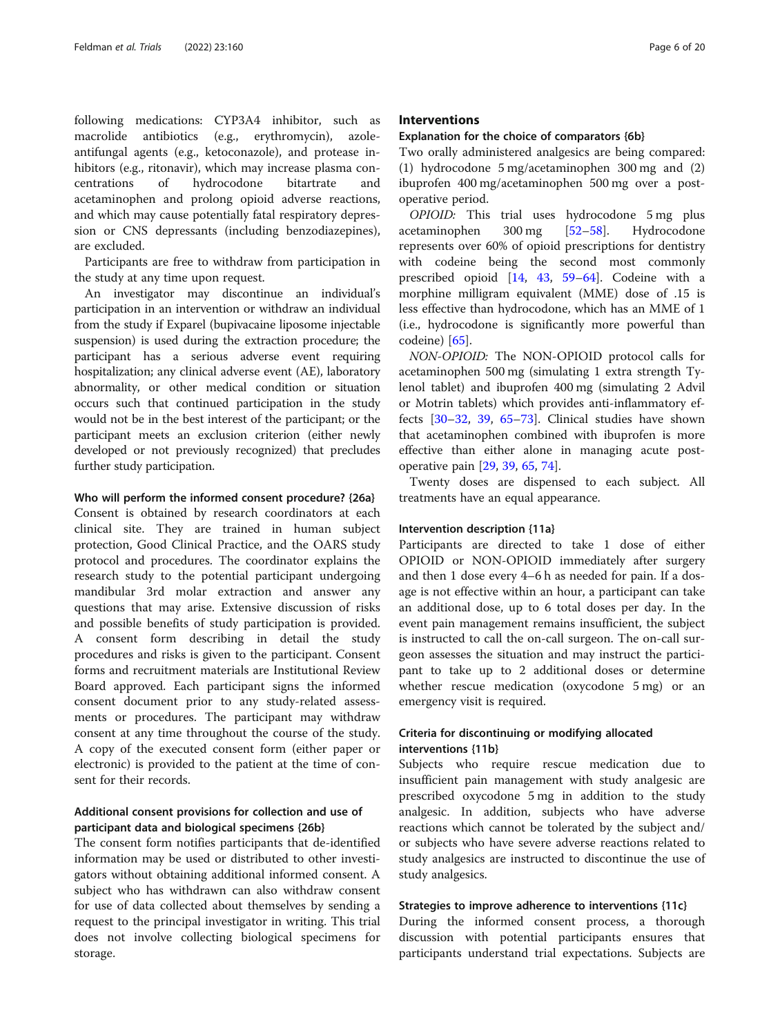following medications: CYP3A4 inhibitor, such as macrolide antibiotics (e.g., erythromycin), azole-antifungal agents (e.g., ketoconazole), and protease inhibitors (e.g., ritonavir), which may increase plasma concentrations of hydrocodone bitartrate and acetaminophen and prolong opioid adverse reactions, and which may cause potentially fatal respiratory depression or CNS depressants (including benzodiazepines), are excluded.

Participants are free to withdraw from participation in the study at any time upon request.

An investigator may discontinue an individual's participation in an intervention or withdraw an individual from the study if Exparel (bupivacaine liposome injectable suspension) is used during the extraction procedure; the participant has a serious adverse event requiring hospitalization; any clinical adverse event (AE), laboratory abnormality, or other medical condition or situation occurs such that continued participation in the study would not be in the best interest of the participant; or the participant meets an exclusion criterion (either newly developed or not previously recognized) that precludes further study participation.

#### Who will perform the informed consent procedure? {26a}

Consent is obtained by research coordinators at each clinical site. They are trained in human subject protection, Good Clinical Practice, and the OARS study protocol and procedures. The coordinator explains the research study to the potential participant undergoing mandibular 3rd molar extraction and answer any questions that may arise. Extensive discussion of risks and possible benefits of study participation is provided. A consent form describing in detail the study procedures and risks is given to the participant. Consent forms and recruitment materials are Institutional Review Board approved. Each participant signs the informed consent document prior to any study-related assessments or procedures. The participant may withdraw consent at any time throughout the course of the study. A copy of the executed consent form (either paper or electronic) is provided to the patient at the time of consent for their records.

### Additional consent provisions for collection and use of participant data and biological specimens {26b}

The consent form notifies participants that de-identified information may be used or distributed to other investigators without obtaining additional informed consent. A subject who has withdrawn can also withdraw consent for use of data collected about themselves by sending a request to the principal investigator in writing. This trial does not involve collecting biological specimens for storage.

## Interventions

### Explanation for the choice of comparators {6b}

Two orally administered analgesics are being compared: (1) hydrocodone 5 mg/acetaminophen 300 mg and (2) ibuprofen 400 mg/acetaminophen 500 mg over a post-operative period.

*OPIOID:* This trial uses hydrocodone 5 mg plus acetaminophen 300 mg [52–58]. Hydrocodone represents over 60% of opioid prescriptions for dentistry with codeine being the second most commonly prescribed opioid [14, 43, 59–64]. Codeine with a morphine milligram equivalent (MME) dose of .15 is less effective than hydrocodone, which has an MME of 1 (i.e., hydrocodone is significantly more powerful than codeine) [65].

*NON-OPIOID:* The NON-OPIOID protocol calls for acetaminophen 500 mg (simulating 1 extra strength Tylenol tablet) and ibuprofen 400 mg (simulating 2 Advil or Motrin tablets) which provides anti-inflammatory effects [30–32, 39, 65–73]. Clinical studies have shown that acetaminophen combined with ibuprofen is more effective than either alone in managing acute post-operative pain [29, 39, 65, 74].

Twenty doses are dispensed to each subject. All treatments have an equal appearance.

#### Intervention description {11a}

Participants are directed to take 1 dose of either OPIOID or NON-OPIOID immediately after surgery and then 1 dose every 4–6 h as needed for pain. If a dosage is not effective within an hour, a participant can take an additional dose, up to 6 total doses per day. In the event pain management remains insufficient, the subject is instructed to call the on-call surgeon. The on-call surgeon assesses the situation and may instruct the participant to take up to 2 additional doses or determine whether rescue medication (oxycodone 5 mg) or an emergency visit is required.

### Criteria for discontinuing or modifying allocated interventions {11b}

Subjects who require rescue medication due to insufficient pain management with study analgesic are prescribed oxycodone 5 mg in addition to the study analgesic. In addition, subjects who have adverse reactions which cannot be tolerated by the subject and/or subjects who have severe adverse reactions related to study analgesics are instructed to discontinue the use of study analgesics.

#### Strategies to improve adherence to interventions {11c}

During the informed consent process, a thorough discussion with potential participants ensures that participants understand trial expectations. Subjects are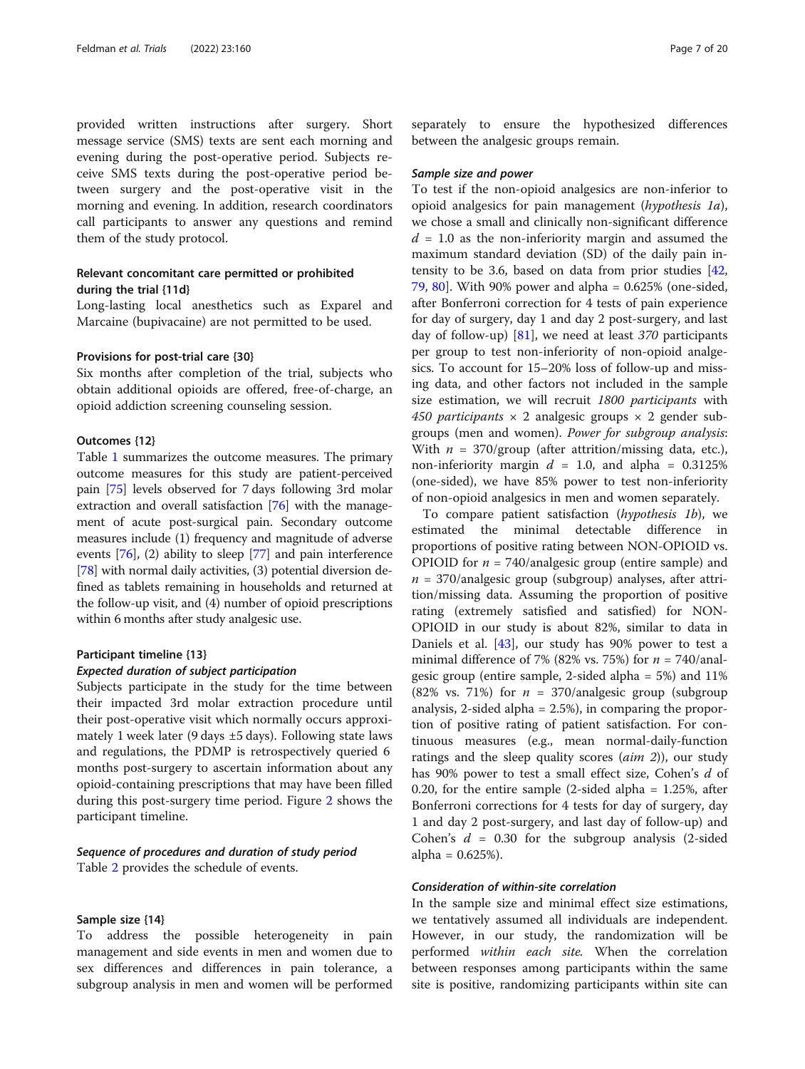provided written instructions after surgery. Short message service (SMS) texts are sent each morning and evening during the post-operative period. Subjects receive SMS texts during the post-operative period between surgery and the post-operative visit in the morning and evening. In addition, research coordinators call participants to answer any questions and remind them of the study protocol.

### Relevant concomitant care permitted or prohibited during the trial {11d}

Long-lasting local anesthetics such as Exparel and Marcaine (bupivacaine) are not permitted to be used.

### Provisions for post-trial care {30}

Six months after completion of the trial, subjects who obtain additional opioids are offered, free-of-charge, an opioid addiction screening counseling session.

### Outcomes {12}

Table 1 summarizes the outcome measures. The primary outcome measures for this study are patient-perceived pain [75] levels observed for 7 days following 3rd molar extraction and overall satisfaction [76] with the management of acute post-surgical pain. Secondary outcome measures include (1) frequency and magnitude of adverse events [76], (2) ability to sleep [77] and pain interference [78] with normal daily activities, (3) potential diversion defined as tablets remaining in households and returned at the follow-up visit, and (4) number of opioid prescriptions within 6 months after study analgesic use.

### Participant timeline {13}

#### *Expected duration of subject participation*

Subjects participate in the study for the time between their impacted 3rd molar extraction procedure until their post-operative visit which normally occurs approximately 1 week later (9 days ±5 days). Following state laws and regulations, the PDMP is retrospectively queried 6 months post-surgery to ascertain information about any opioid-containing prescriptions that may have been filled during this post-surgery time period. Figure 2 shows the participant timeline.

#### *Sequence of procedures and duration of study period*

Table 2 provides the schedule of events.

### Sample size {14}

To address the possible heterogeneity in pain management and side events in men and women due to sex differences and differences in pain tolerance, a subgroup analysis in men and women will be performed separately to ensure the hypothesized differences between the analgesic groups remain.

#### *Sample size and power*

To test if the non-opioid analgesics are non-inferior to opioid analgesics for pain management (*hypothesis 1a*), we chose a small and clinically non-significant difference $d = 1.0$ as the non-inferiority margin and assumed the maximum standard deviation (SD) of the daily pain intensity to be 3.6, based on data from prior studies [42, 79, 80]. With 90% power and alpha = 0.625% (one-sided, after Bonferroni correction for 4 tests of pain experience for day of surgery, day 1 and day 2 post-surgery, and last day of follow-up) [81], we need at least *370* participants per group to test non-inferiority of non-opioid analgesics. To account for 15–20% loss of follow-up and missing data, and other factors not included in the sample size estimation, we will recruit *1800 participants* with *450 participants* × 2 analgesic groups × 2 gender subgroups (men and women). *Power for subgroup analysis*: With $n = 370$/group (after attrition/missing data, etc.), non-inferiority margin $d = 1.0$, and alpha = 0.3125% (one-sided), we have 85% power to test non-inferiority of non-opioid analgesics in men and women separately.

To compare patient satisfaction (*hypothesis 1b*), we estimated the minimal detectable difference in proportions of positive rating between NON-OPIOID vs. OPIOID for $n = 740$/analgesic group (entire sample) and $n = 370$/analgesic group (subgroup) analyses, after attrition/missing data. Assuming the proportion of positive rating (extremely satisfied and satisfied) for NON-OPIOID in our study is about 82%, similar to data in Daniels et al. [43], our study has 90% power to test a minimal difference of 7% (82% vs. 75%) for $n = 740$/analgesic group (entire sample, 2-sided alpha = 5%) and 11% (82% vs. 71%) for $n = 370$/analgesic group (subgroup analysis, 2-sided alpha = 2.5%), in comparing the proportion of positive rating of patient satisfaction. For continuous measures (e.g., mean normal-daily-function ratings and the sleep quality scores (*aim 2*)), our study has 90% power to test a small effect size, Cohen's $d$ of 0.20, for the entire sample (2-sided alpha = 1.25%, after Bonferroni corrections for 4 tests for day of surgery, day 1 and day 2 post-surgery, and last day of follow-up) and Cohen's $d = 0.30$ for the subgroup analysis (2-sided alpha = 0.625%).

#### *Consideration of within-site correlation*

In the sample size and minimal effect size estimations, we tentatively assumed all individuals are independent. However, in our study, the randomization will be performed *within each site.* When the correlation between responses among participants within the same site is positive, randomizing participants within site can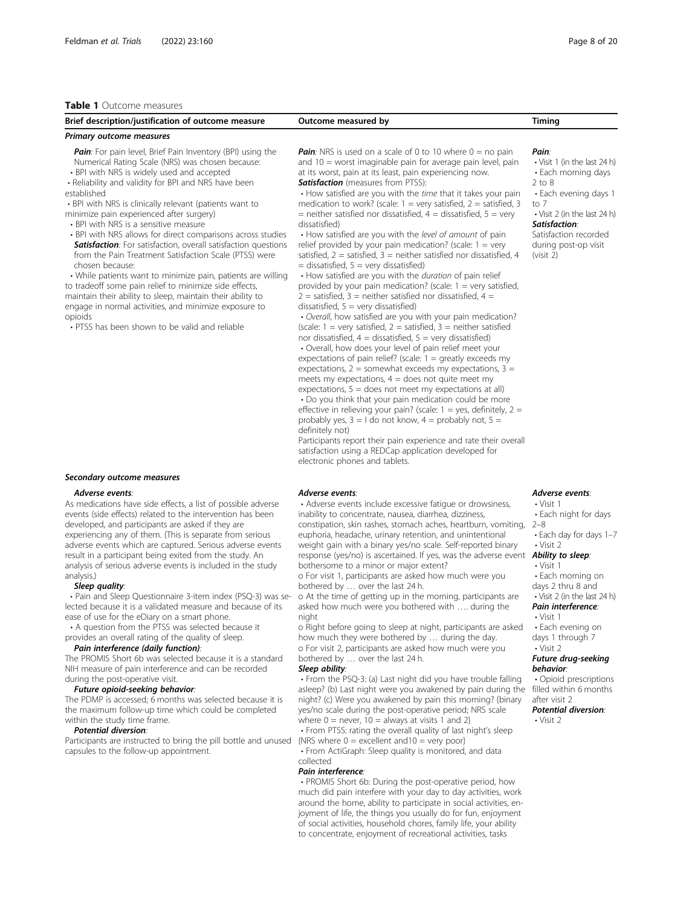**Table 1** Outcome measures

| Brief description/justification of outcome measure | Outcome measured by | Timing |
|---|---|---|
| ***Primary outcome measures*** | | |
| ***Pain***: For pain level, Brief Pain Inventory (BPI) using the Numerical Rating Scale (NRS) was chosen because: <br>• BPI with NRS is widely used and accepted <br>• Reliability and validity for BPI and NRS have been established <br>• BPI with NRS is clinically relevant (patients want to minimize pain experienced after surgery) <br>• BPI with NRS is a sensitive measure <br>• BPI with NRS allows for direct comparisons across studies <br>***Satisfaction***: For satisfaction, overall satisfaction questions from the Pain Treatment Satisfaction Scale (PTSS) were chosen because: <br>• While patients want to minimize pain, patients are willing to tradeoff some pain relief to minimize side effects, maintain their ability to sleep, maintain their ability to engage in normal activities, and minimize exposure to opioids <br>• PTSS has been shown to be valid and reliable | ***Pain***: NRS is used on a scale of 0 to 10 where 0 = no pain and 10 = worst imaginable pain for average pain level, pain at its worst, pain at its least, pain experiencing now. <br>***Satisfaction*** (measures from PTSS): <br>• How satisfied are you with the *time* that it takes your pain medication to work? (scale: 1 = very satisfied, 2 = satisfied, 3 = neither satisfied nor dissatisfied, 4 = dissatisfied, 5 = very dissatisfied) <br>• How satisfied are you with the *level of amount* of pain relief provided by your pain medication? (scale: 1 = very satisfied, 2 = satisfied, 3 = neither satisfied nor dissatisfied, 4 = dissatisfied, 5 = very dissatisfied) <br>• How satisfied are you with the *duration* of pain relief provided by your pain medication? (scale: 1 = very satisfied, 2 = satisfied, 3 = neither satisfied nor dissatisfied, 4 = dissatisfied, 5 = very dissatisfied) <br>• *Overall*, how satisfied are you with your pain medication? (scale: 1 = very satisfied, 2 = satisfied, 3 = neither satisfied nor dissatisfied, 4 = dissatisfied, 5 = very dissatisfied) <br>• Overall, how does your level of pain relief meet your expectations of pain relief? (scale: 1 = greatly exceeds my expectations, 2 = somewhat exceeds my expectations, 3 = meets my expectations, 4 = does not quite meet my expectations, 5 = does not meet my expectations at all) <br>• Do you think that your pain medication could be more effective in relieving your pain? (scale: 1 = yes, definitely, 2 = probably yes, 3 = I do not know, 4 = probably not, 5 = definitely not) <br>Participants report their pain experience and rate their overall satisfaction using a REDCap application developed for electronic phones and tablets. | ***Pain***: <br>• Visit 1 (in the last 24 h) <br>• Each morning days 2 to 8 <br>• Each evening days 1 to 7 <br>• Visit 2 (in the last 24 h) <br>***Satisfaction***: Satisfaction recorded during post-op visit (visit 2) |
| ***Secondary outcome measures*** | | |
| ***Adverse events***: <br>As medications have side effects, a list of possible adverse events (side effects) related to the intervention has been developed, and participants are asked if they are experiencing any of them. (This is separate from serious adverse events which are captured. Serious adverse events result in a participant being exited from the study. An analysis of serious adverse events is included in the study analysis.) <br>***Sleep quality***: <br>• Pain and Sleep Questionnaire 3-item index (PSQ-3) was selected because it is a validated measure and because of its ease of use for the eDiary on a smart phone. <br>• A question from the PTSS was selected because it provides an overall rating of the quality of sleep. <br>***Pain interference (daily function)***: <br>The PROMIS Short 6b was selected because it is a standard NIH measure of pain interference and can be recorded during the post-operative visit. <br>***Future opioid-seeking behavior***: <br>The PDMP is accessed; 6 months was selected because it is the maximum follow-up time which could be completed within the study time frame. <br>***Potential diversion***: <br>Participants are instructed to bring the pill bottle and unused capsules to the follow-up appointment. | ***Adverse events***: <br>• Adverse events include excessive fatigue or drowsiness, inability to concentrate, nausea, diarrhea, dizziness, constipation, skin rashes, stomach aches, heartburn, vomiting, euphoria, headache, urinary retention, and unintentional weight gain with a binary yes/no scale. Self-reported binary response (yes/no) is ascertained. If yes, was the adverse event bothersome to a minor or major extent? <br>o For visit 1, participants are asked how much were you bothered by … over the last 24 h. <br>o At the time of getting up in the morning, participants are asked how much were you bothered with …. during the night <br>o Right before going to sleep at night, participants are asked how much they were bothered by … during the day. <br>o For visit 2, participants are asked how much were you bothered by … over the last 24 h. <br>***Sleep ability***: <br>• From the PSQ-3: (a) Last night did you have trouble falling asleep? (b) Last night were you awakened by pain during the night? (c) Were you awakened by pain this morning? {binary yes/no scale during the post-operative period; NRS scale where 0 = never, 10 = always at visits 1 and 2} <br>• From PTSS: rating the overall quality of last night's sleep {NRS where 0 = excellent and10 = very poor} <br>• From ActiGraph: Sleep quality is monitored, and data collected <br>***Pain interference***: <br>• PROMIS Short 6b: During the post-operative period, how much did pain interfere with your day to day activities, work around the home, ability to participate in social activities, enjoyment of life, the things you usually do for fun, enjoyment of social activities, household chores, family life, your ability to concentrate, enjoyment of recreational activities, tasks | ***Adverse events***: <br>• Visit 1 <br>• Each night for days 2–8 <br>• Each day for days 1–7 <br>• Visit 2 <br>***Ability to sleep***: <br>• Visit 1 <br>• Each morning on days 2 thru 8 and <br>• Visit 2 (in the last 24 h) <br>***Pain interference***: <br>• Visit 1 <br>• Each evening on days 1 through 7 <br>• Visit 2 <br>***Future drug-seeking behavior***: <br>• Opioid prescriptions filled within 6 months after visit 2 <br>***Potential diversion***: <br>• Visit 2 |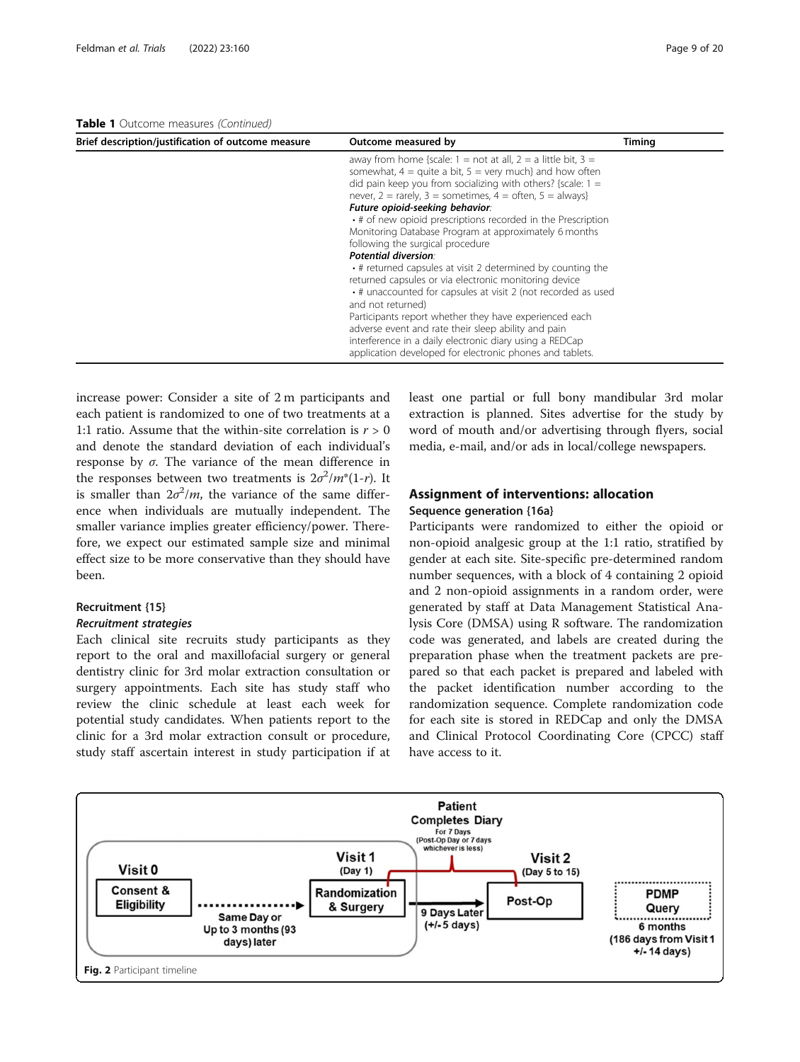**Table 1** Outcome measures *(Continued)*

| Brief description/justification of outcome measure | Outcome measured by | Timing |
|---|---|---|
| | away from home {scale: 1 = not at all, 2 = a little bit, 3 = somewhat, 4 = quite a bit, 5 = very much} and how often did pain keep you from socializing with others? {scale: 1 = never, 2 = rarely, 3 = sometimes, 4 = often, 5 = always}<br>***Future opioid-seeking behavior***:<br>• # of new opioid prescriptions recorded in the Prescription Monitoring Database Program at approximately 6 months following the surgical procedure<br>***Potential diversion***:<br>• # returned capsules at visit 2 determined by counting the returned capsules or via electronic monitoring device<br>• # unaccounted for capsules at visit 2 (not recorded as used and not returned)<br>Participants report whether they have experienced each adverse event and rate their sleep ability and pain interference in a daily electronic diary using a REDCap application developed for electronic phones and tablets. | |

increase power: Consider a site of 2 m participants and each patient is randomized to one of two treatments at a 1:1 ratio. Assume that the within-site correlation is $r > 0$ and denote the standard deviation of each individual's response by $\sigma$. The variance of the mean difference in the responses between two treatments is $2\sigma^2/m^*(1\text{-}r)$. It is smaller than $2\sigma^2/m$, the variance of the same difference when individuals are mutually independent. The smaller variance implies greater efficiency/power. Therefore, we expect our estimated sample size and minimal effect size to be more conservative than they should have been.

### Recruitment {15}

#### *Recruitment strategies*

Each clinical site recruits study participants as they report to the oral and maxillofacial surgery or general dentistry clinic for 3rd molar extraction consultation or surgery appointments. Each site has study staff who review the clinic schedule at least each week for potential study candidates. When patients report to the clinic for a 3rd molar extraction consult or procedure, study staff ascertain interest in study participation if at least one partial or full bony mandibular 3rd molar extraction is planned. Sites advertise for the study by word of mouth and/or advertising through flyers, social media, e-mail, and/or ads in local/college newspapers.

## Assignment of interventions: allocation

### Sequence generation {16a}

Participants were randomized to either the opioid or non-opioid analgesic group at the 1:1 ratio, stratified by gender at each site. Site-specific pre-determined random number sequences, with a block of 4 containing 2 opioid and 2 non-opioid assignments in a random order, were generated by staff at Data Management Statistical Analysis Core (DMSA) using R software. The randomization code was generated, and labels are created during the preparation phase when the treatment packets are prepared so that each packet is prepared and labeled with the packet identification number according to the randomization sequence. Complete randomization code for each site is stored in REDCap and only the DMSA and Clinical Protocol Coordinating Core (CPCC) staff have access to it.

**Fig. 2** Participant timeline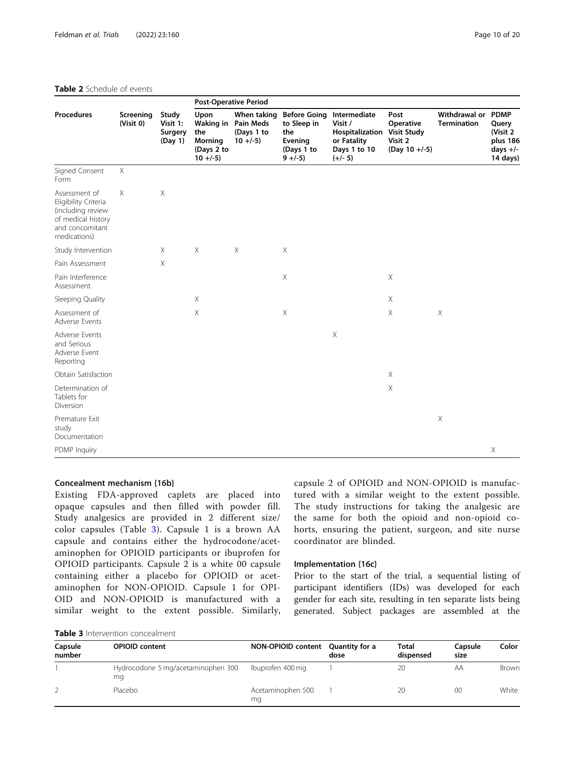**Table 2** Schedule of events

| Procedures | Screening (Visit 0) | Study Visit 1: Surgery (Day 1) | Post-Operative Period | | | | | | |
|---|---|---|---|---|---|---|---|---|---|
| | | | Upon Waking in the Morning (Days 2 to 10 +/-5) | When taking Pain Meds (Days 1 to 10 +/-5) | Before Going to Sleep in the Evening (Days 1 to 9 +/-5) | Intermediate Visit / Hospitalization or Fatality Days 1 to 10 (+/- 5) | Post Operative Visit Study Visit 2 (Day 10 +/-5) | Withdrawal or Termination | PDMP Query (Visit 2 plus 186 days +/- 14 days) |
| Signed Consent Form | X | | | | | | | | |
| Assessment of Eligibility Criteria (including review of medical history and concomitant medications) | X | X | | | | | | | |
| Study Intervention | | X | X | X | X | | | | |
| Pain Assessment | | X | | | | | | | |
| Pain Interference Assessment | | | | | X | | X | | |
| Sleeping Quality | | | X | | | | X | | |
| Assessment of Adverse Events | | | X | | X | | X | X | |
| Adverse Events and Serious Adverse Event Reporting | | | | | | X | | | |
| Obtain Satisfaction | | | | | | | X | | |
| Determination of Tablets for Diversion | | | | | | | X | | |
| Premature Exit study Documentation | | | | | | | | X | |
| PDMP Inquiry | | | | | | | | | X |

### Concealment mechanism {16b}

Existing FDA-approved caplets are placed into opaque capsules and then filled with powder fill. Study analgesics are provided in 2 different size/color capsules (Table 3). Capsule 1 is a brown AA capsule and contains either the hydrocodone/acetaminophen for OPIOID participants or ibuprofen for OPIOID participants. Capsule 2 is a white 00 capsule containing either a placebo for OPIOID or acetaminophen for NON-OPIOID. Capsule 1 for OPIOID and NON-OPIOID is manufactured with a similar weight to the extent possible. Similarly, capsule 2 of OPIOID and NON-OPIOID is manufactured with a similar weight to the extent possible. The study instructions for taking the analgesic are the same for both the opioid and non-opioid cohorts, ensuring the patient, surgeon, and site nurse coordinator are blinded.

### Implementation {16c}

Prior to the start of the trial, a sequential listing of participant identifiers (IDs) was developed for each gender for each site, resulting in ten separate lists being generated. Subject packages are assembled at the

**Table 3** Intervention concealment

| Capsule number | OPIOID content | NON-OPIOID content | Quantity for a dose | Total dispensed | Capsule size | Color |
|---|---|---|---|---|---|---|
| 1 | Hydrocodone 5 mg/acetaminophen 300 mg | Ibuprofen 400 mg | 1 | 20 | AA | Brown |
| 2 | Placebo | Acetaminophen 500 mg | 1 | 20 | 00 | White |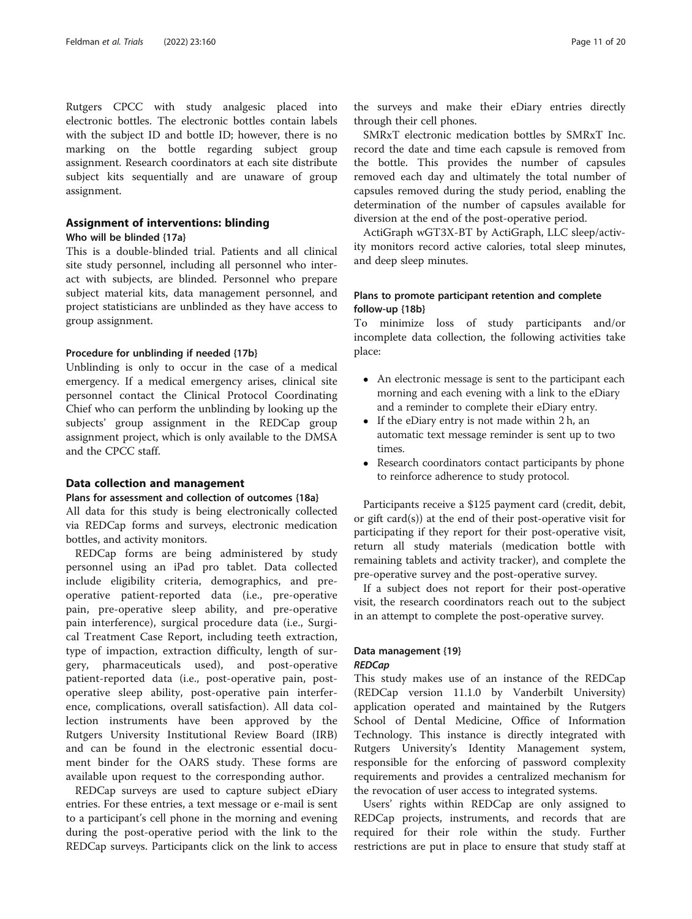Rutgers CPCC with study analgesic placed into electronic bottles. The electronic bottles contain labels with the subject ID and bottle ID; however, there is no marking on the bottle regarding subject group assignment. Research coordinators at each site distribute subject kits sequentially and are unaware of group assignment.

## Assignment of interventions: blinding

### Who will be blinded {17a}

This is a double-blinded trial. Patients and all clinical site study personnel, including all personnel who interact with subjects, are blinded. Personnel who prepare subject material kits, data management personnel, and project statisticians are unblinded as they have access to group assignment.

### Procedure for unblinding if needed {17b}

Unblinding is only to occur in the case of a medical emergency. If a medical emergency arises, clinical site personnel contact the Clinical Protocol Coordinating Chief who can perform the unblinding by looking up the subjects' group assignment in the REDCap group assignment project, which is only available to the DMSA and the CPCC staff.

## Data collection and management

### Plans for assessment and collection of outcomes {18a}

All data for this study is being electronically collected via REDCap forms and surveys, electronic medication bottles, and activity monitors.

REDCap forms are being administered by study personnel using an iPad pro tablet. Data collected include eligibility criteria, demographics, and pre-operative patient-reported data (i.e., pre-operative pain, pre-operative sleep ability, and pre-operative pain interference), surgical procedure data (i.e., Surgical Treatment Case Report, including teeth extraction, type of impaction, extraction difficulty, length of surgery, pharmaceuticals used), and post-operative patient-reported data (i.e., post-operative pain, post-operative sleep ability, post-operative pain interference, complications, overall satisfaction). All data collection instruments have been approved by the Rutgers University Institutional Review Board (IRB) and can be found in the electronic essential document binder for the OARS study. These forms are available upon request to the corresponding author.

REDCap surveys are used to capture subject eDiary entries. For these entries, a text message or e-mail is sent to a participant's cell phone in the morning and evening during the post-operative period with the link to the REDCap surveys. Participants click on the link to access the surveys and make their eDiary entries directly through their cell phones.

SMRxT electronic medication bottles by SMRxT Inc. record the date and time each capsule is removed from the bottle. This provides the number of capsules removed each day and ultimately the total number of capsules removed during the study period, enabling the determination of the number of capsules available for diversion at the end of the post-operative period.

ActiGraph wGT3X-BT by ActiGraph, LLC sleep/activity monitors record active calories, total sleep minutes, and deep sleep minutes.

### Plans to promote participant retention and complete follow-up {18b}

To minimize loss of study participants and/or incomplete data collection, the following activities take place:

- An electronic message is sent to the participant each morning and each evening with a link to the eDiary and a reminder to complete their eDiary entry.
- If the eDiary entry is not made within 2 h, an automatic text message reminder is sent up to two times.
- Research coordinators contact participants by phone to reinforce adherence to study protocol.

Participants receive a $125 payment card (credit, debit, or gift card(s)) at the end of their post-operative visit for participating if they report for their post-operative visit, return all study materials (medication bottle with remaining tablets and activity tracker), and complete the pre-operative survey and the post-operative survey.

If a subject does not report for their post-operative visit, the research coordinators reach out to the subject in an attempt to complete the post-operative survey.

### Data management {19}

#### *REDCap*

This study makes use of an instance of the REDCap (REDCap version 11.1.0 by Vanderbilt University) application operated and maintained by the Rutgers School of Dental Medicine, Office of Information Technology. This instance is directly integrated with Rutgers University's Identity Management system, responsible for the enforcing of password complexity requirements and provides a centralized mechanism for the revocation of user access to integrated systems.

Users' rights within REDCap are only assigned to REDCap projects, instruments, and records that are required for their role within the study. Further restrictions are put in place to ensure that study staff at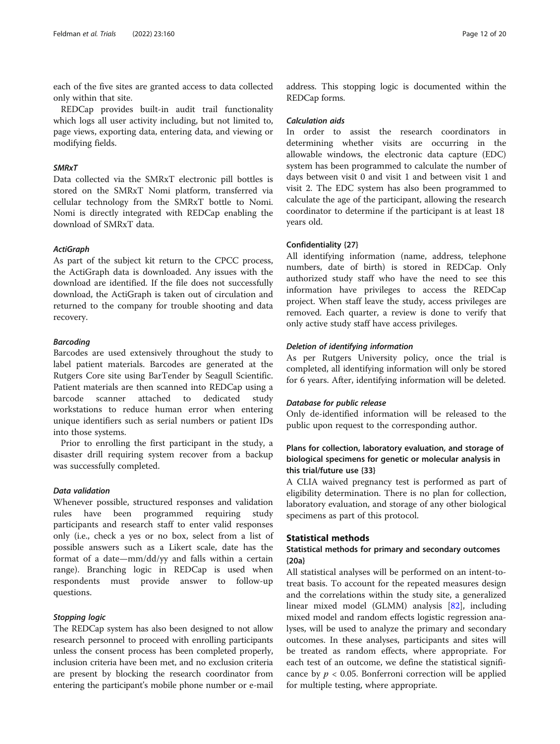each of the five sites are granted access to data collected only within that site.

REDCap provides built-in audit trail functionality which logs all user activity including, but not limited to, page views, exporting data, entering data, and viewing or modifying fields.

#### *SMRxT*

Data collected via the SMRxT electronic pill bottles is stored on the SMRxT Nomi platform, transferred via cellular technology from the SMRxT bottle to Nomi. Nomi is directly integrated with REDCap enabling the download of SMRxT data.

#### *ActiGraph*

As part of the subject kit return to the CPCC process, the ActiGraph data is downloaded. Any issues with the download are identified. If the file does not successfully download, the ActiGraph is taken out of circulation and returned to the company for trouble shooting and data recovery.

#### *Barcoding*

Barcodes are used extensively throughout the study to label patient materials. Barcodes are generated at the Rutgers Core site using BarTender by Seagull Scientific. Patient materials are then scanned into REDCap using a barcode scanner attached to dedicated study workstations to reduce human error when entering unique identifiers such as serial numbers or patient IDs into those systems.

Prior to enrolling the first participant in the study, a disaster drill requiring system recover from a backup was successfully completed.

#### *Data validation*

Whenever possible, structured responses and validation rules have been programmed requiring study participants and research staff to enter valid responses only (i.e., check a yes or no box, select from a list of possible answers such as a Likert scale, date has the format of a date—mm/dd/yy and falls within a certain range). Branching logic in REDCap is used when respondents must provide answer to follow-up questions.

#### *Stopping logic*

The REDCap system has also been designed to not allow research personnel to proceed with enrolling participants unless the consent process has been completed properly, inclusion criteria have been met, and no exclusion criteria are present by blocking the research coordinator from entering the participant's mobile phone number or e-mail address. This stopping logic is documented within the REDCap forms.

#### *Calculation aids*

In order to assist the research coordinators in determining whether visits are occurring in the allowable windows, the electronic data capture (EDC) system has been programmed to calculate the number of days between visit 0 and visit 1 and between visit 1 and visit 2. The EDC system has also been programmed to calculate the age of the participant, allowing the research coordinator to determine if the participant is at least 18 years old.

### Confidentiality {27}

All identifying information (name, address, telephone numbers, date of birth) is stored in REDCap. Only authorized study staff who have the need to see this information have privileges to access the REDCap project. When staff leave the study, access privileges are removed. Each quarter, a review is done to verify that only active study staff have access privileges.

#### *Deletion of identifying information*

As per Rutgers University policy, once the trial is completed, all identifying information will only be stored for 6 years. After, identifying information will be deleted.

#### *Database for public release*

Only de-identified information will be released to the public upon request to the corresponding author.

### Plans for collection, laboratory evaluation, and storage of biological specimens for genetic or molecular analysis in this trial/future use {33}

A CLIA waived pregnancy test is performed as part of eligibility determination. There is no plan for collection, laboratory evaluation, and storage of any other biological specimens as part of this protocol.

## Statistical methods

### Statistical methods for primary and secondary outcomes {20a}

All statistical analyses will be performed on an intent-to-treat basis. To account for the repeated measures design and the correlations within the study site, a generalized linear mixed model (GLMM) analysis [82], including mixed model and random effects logistic regression analyses, will be used to analyze the primary and secondary outcomes. In these analyses, participants and sites will be treated as random effects, where appropriate. For each test of an outcome, we define the statistical significance by $p < 0.05$. Bonferroni correction will be applied for multiple testing, where appropriate.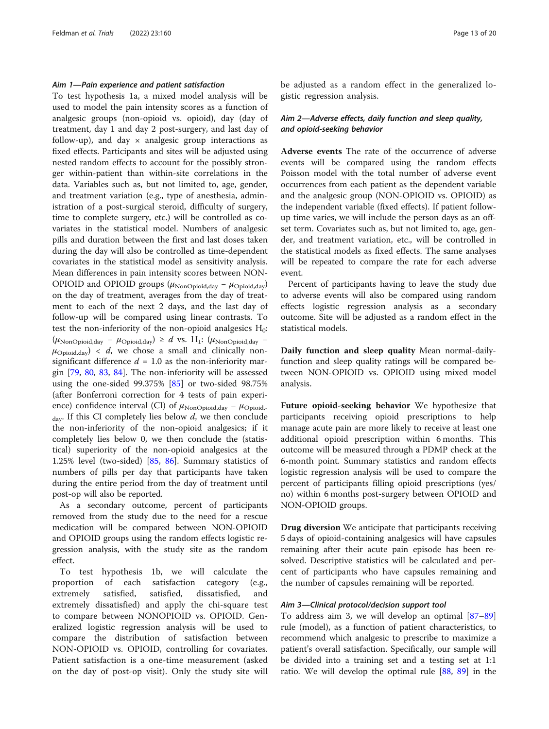#### *Aim 1—Pain experience and patient satisfaction*

To test hypothesis 1a, a mixed model analysis will be used to model the pain intensity scores as a function of analgesic groups (non-opioid vs. opioid), day (day of treatment, day 1 and day 2 post-surgery, and last day of follow-up), and day × analgesic group interactions as fixed effects. Participants and sites will be adjusted using nested random effects to account for the possibly stronger within-patient than within-site correlations in the data. Variables such as, but not limited to, age, gender, and treatment variation (e.g., type of anesthesia, administration of a post-surgical steroid, difficulty of surgery, time to complete surgery, etc.) will be controlled as covariates in the statistical model. Numbers of analgesic pills and duration between the first and last doses taken during the day will also be controlled as time-dependent covariates in the statistical model as sensitivity analysis. Mean differences in pain intensity scores between NON-OPIOID and OPIOID groups ($\mu_{\text{NonOpioid,day}} - \mu_{\text{Opioid,day}}$) on the day of treatment, averages from the day of treatment to each of the next 2 days, and the last day of follow-up will be compared using linear contrasts. To test the non-inferiority of the non-opioid analgesics $H_0$: ($\mu_{\text{NonOpioid,day}} - \mu_{\text{Opioid,day}}$) ≥ $d$ vs. $H_1$: ($\mu_{\text{NonOpioid,day}} - \mu_{\text{Opioid,day}}$) < $d$, we chose a small and clinically non-significant difference $d$ = 1.0 as the non-inferiority margin [79, 80, 83, 84]. The non-inferiority will be assessed using the one-sided 99.375% [85] or two-sided 98.75% (after Bonferroni correction for 4 tests of pain experience) confidence interval (CI) of $\mu_{\text{NonOpioid,day}} - \mu_{\text{Opioid,day}}$. If this CI completely lies below $d$, we then conclude the non-inferiority of the non-opioid analgesics; if it completely lies below 0, we then conclude the (statistical) superiority of the non-opioid analgesics at the 1.25% level (two-sided) [85, 86]. Summary statistics of numbers of pills per day that participants have taken during the entire period from the day of treatment until post-op will also be reported.

As a secondary outcome, percent of participants removed from the study due to the need for a rescue medication will be compared between NON-OPIOID and OPIOID groups using the random effects logistic regression analysis, with the study site as the random effect.

To test hypothesis 1b, we will calculate the proportion of each satisfaction category (e.g., extremely satisfied, satisfied, dissatisfied, and extremely dissatisfied) and apply the chi-square test to compare between NONOPIOID vs. OPIOID. Generalized logistic regression analysis will be used to compare the distribution of satisfaction between NON-OPIOID vs. OPIOID, controlling for covariates. Patient satisfaction is a one-time measurement (asked on the day of post-op visit). Only the study site will be adjusted as a random effect in the generalized logistic regression analysis.

#### *Aim 2—Adverse effects, daily function and sleep quality, and opioid-seeking behavior*

**Adverse events** The rate of the occurrence of adverse events will be compared using the random effects Poisson model with the total number of adverse event occurrences from each patient as the dependent variable and the analgesic group (NON-OPIOID vs. OPIOID) as the independent variable (fixed effects). If patient follow-up time varies, we will include the person days as an offset term. Covariates such as, but not limited to, age, gender, and treatment variation, etc., will be controlled in the statistical models as fixed effects. The same analyses will be repeated to compare the rate for each adverse event.

Percent of participants having to leave the study due to adverse events will also be compared using random effects logistic regression analysis as a secondary outcome. Site will be adjusted as a random effect in the statistical models.

**Daily function and sleep quality** Mean normal-daily-function and sleep quality ratings will be compared between NON-OPIOID vs. OPIOID using mixed model analysis.

**Future opioid-seeking behavior** We hypothesize that participants receiving opioid prescriptions to help manage acute pain are more likely to receive at least one additional opioid prescription within 6 months. This outcome will be measured through a PDMP check at the 6-month point. Summary statistics and random effects logistic regression analysis will be used to compare the percent of participants filling opioid prescriptions (yes/no) within 6 months post-surgery between OPIOID and NON-OPIOID groups.

**Drug diversion** We anticipate that participants receiving 5 days of opioid-containing analgesics will have capsules remaining after their acute pain episode has been resolved. Descriptive statistics will be calculated and percent of participants who have capsules remaining and the number of capsules remaining will be reported.

#### *Aim 3—Clinical protocol/decision support tool*

To address aim 3, we will develop an optimal [87–89] rule (model), as a function of patient characteristics, to recommend which analgesic to prescribe to maximize a patient's overall satisfaction. Specifically, our sample will be divided into a training set and a testing set at 1:1 ratio. We will develop the optimal rule [88, 89] in the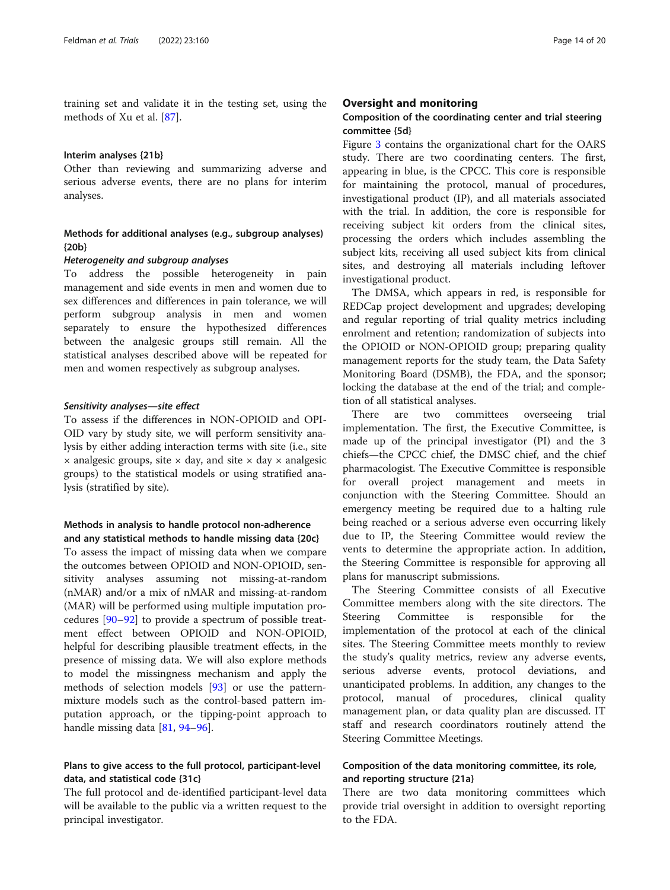training set and validate it in the testing set, using the methods of Xu et al. [87].

### Interim analyses {21b}

Other than reviewing and summarizing adverse and serious adverse events, there are no plans for interim analyses.

### Methods for additional analyses (e.g., subgroup analyses) {20b}

#### *Heterogeneity and subgroup analyses*

To address the possible heterogeneity in pain management and side events in men and women due to sex differences and differences in pain tolerance, we will perform subgroup analysis in men and women separately to ensure the hypothesized differences between the analgesic groups still remain. All the statistical analyses described above will be repeated for men and women respectively as subgroup analyses.

#### *Sensitivity analyses—site effect*

To assess if the differences in NON-OPIOID and OPIOID vary by study site, we will perform sensitivity analysis by either adding interaction terms with site (i.e., site × analgesic groups, site × day, and site × day × analgesic groups) to the statistical models or using stratified analysis (stratified by site).

### Methods in analysis to handle protocol non-adherence and any statistical methods to handle missing data {20c}

To assess the impact of missing data when we compare the outcomes between OPIOID and NON-OPIOID, sensitivity analyses assuming not missing-at-random (nMAR) and/or a mix of nMAR and missing-at-random (MAR) will be performed using multiple imputation procedures [90–92] to provide a spectrum of possible treatment effect between OPIOID and NON-OPIOID, helpful for describing plausible treatment effects, in the presence of missing data. We will also explore methods to model the missingness mechanism and apply the methods of selection models [93] or use the pattern-mixture models such as the control-based pattern imputation approach, or the tipping-point approach to handle missing data [81, 94–96].

### Plans to give access to the full protocol, participant-level data, and statistical code {31c}

The full protocol and de-identified participant-level data will be available to the public via a written request to the principal investigator.

## Oversight and monitoring

### Composition of the coordinating center and trial steering committee {5d}

Figure 3 contains the organizational chart for the OARS study. There are two coordinating centers. The first, appearing in blue, is the CPCC. This core is responsible for maintaining the protocol, manual of procedures, investigational product (IP), and all materials associated with the trial. In addition, the core is responsible for receiving subject kit orders from the clinical sites, processing the orders which includes assembling the subject kits, receiving all used subject kits from clinical sites, and destroying all materials including leftover investigational product.

The DMSA, which appears in red, is responsible for REDCap project development and upgrades; developing and regular reporting of trial quality metrics including enrolment and retention; randomization of subjects into the OPIOID or NON-OPIOID group; preparing quality management reports for the study team, the Data Safety Monitoring Board (DSMB), the FDA, and the sponsor; locking the database at the end of the trial; and completion of all statistical analyses.

There are two committees overseeing trial implementation. The first, the Executive Committee, is made up of the principal investigator (PI) and the 3 chiefs—the CPCC chief, the DMSC chief, and the chief pharmacologist. The Executive Committee is responsible for overall project management and meets in conjunction with the Steering Committee. Should an emergency meeting be required due to a halting rule being reached or a serious adverse even occurring likely due to IP, the Steering Committee would review the vents to determine the appropriate action. In addition, the Steering Committee is responsible for approving all plans for manuscript submissions.

The Steering Committee consists of all Executive Committee members along with the site directors. The Steering Committee is responsible for the implementation of the protocol at each of the clinical sites. The Steering Committee meets monthly to review the study's quality metrics, review any adverse events, serious adverse events, protocol deviations, and unanticipated problems. In addition, any changes to the protocol, manual of procedures, clinical quality management plan, or data quality plan are discussed. IT staff and research coordinators routinely attend the Steering Committee Meetings.

### Composition of the data monitoring committee, its role, and reporting structure {21a}

There are two data monitoring committees which provide trial oversight in addition to oversight reporting to the FDA.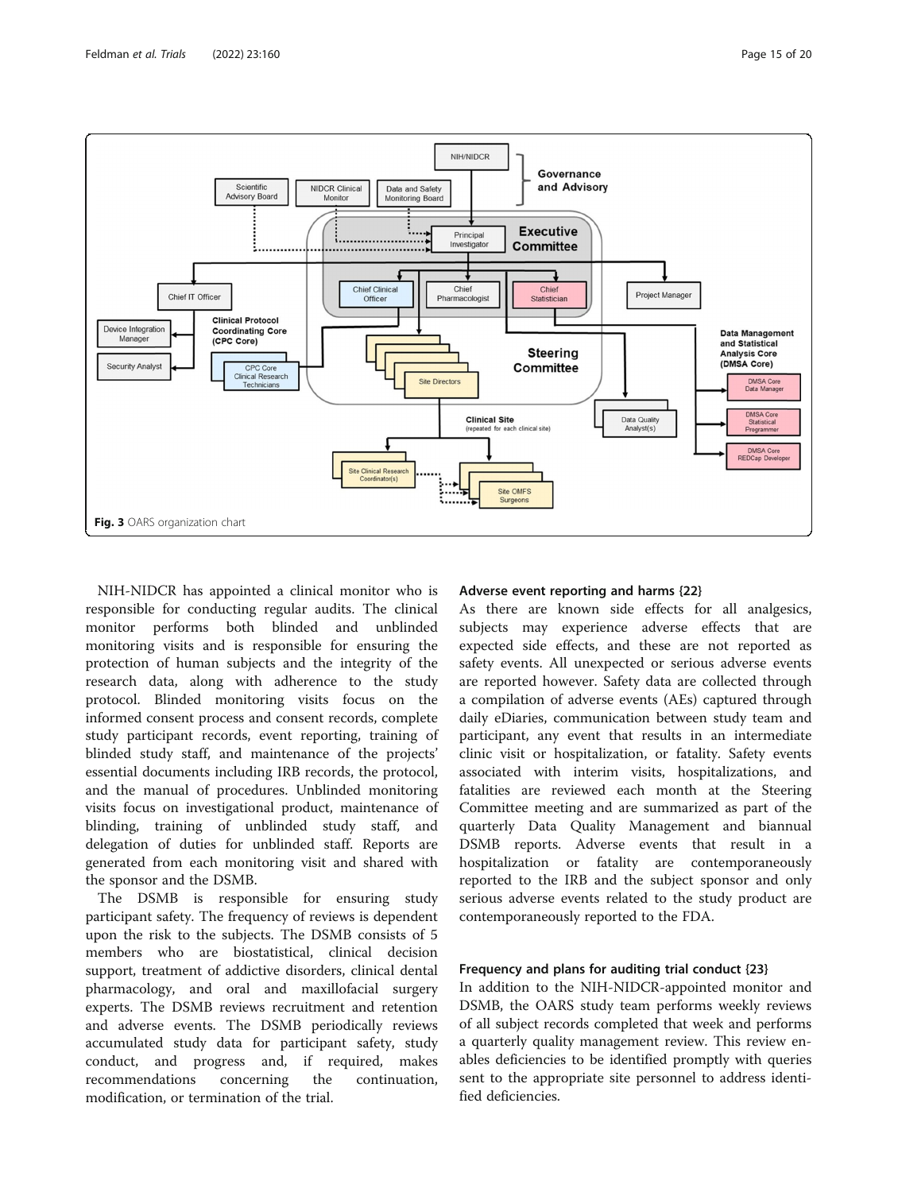Fig. 3 OARS organization chart

NIH-NIDCR has appointed a clinical monitor who is responsible for conducting regular audits. The clinical monitor performs both blinded and unblinded monitoring visits and is responsible for ensuring the protection of human subjects and the integrity of the research data, along with adherence to the study protocol. Blinded monitoring visits focus on the informed consent process and consent records, complete study participant records, event reporting, training of blinded study staff, and maintenance of the projects' essential documents including IRB records, the protocol, and the manual of procedures. Unblinded monitoring visits focus on investigational product, maintenance of blinding, training of unblinded study staff, and delegation of duties for unblinded staff. Reports are generated from each monitoring visit and shared with the sponsor and the DSMB.

The DSMB is responsible for ensuring study participant safety. The frequency of reviews is dependent upon the risk to the subjects. The DSMB consists of 5 members who are biostatistical, clinical decision support, treatment of addictive disorders, clinical dental pharmacology, and oral and maxillofacial surgery experts. The DSMB reviews recruitment and retention and adverse events. The DSMB periodically reviews accumulated study data for participant safety, study conduct, and progress and, if required, makes recommendations concerning the continuation, modification, or termination of the trial.

### Adverse event reporting and harms {22}

As there are known side effects for all analgesics, subjects may experience adverse effects that are expected side effects, and these are not reported as safety events. All unexpected or serious adverse events are reported however. Safety data are collected through a compilation of adverse events (AEs) captured through daily eDiaries, communication between study team and participant, any event that results in an intermediate clinic visit or hospitalization, or fatality. Safety events associated with interim visits, hospitalizations, and fatalities are reviewed each month at the Steering Committee meeting and are summarized as part of the quarterly Data Quality Management and biannual DSMB reports. Adverse events that result in a hospitalization or fatality are contemporaneously reported to the IRB and the subject sponsor and only serious adverse events related to the study product are contemporaneously reported to the FDA.

### Frequency and plans for auditing trial conduct {23}

In addition to the NIH-NIDCR-appointed monitor and DSMB, the OARS study team performs weekly reviews of all subject records completed that week and performs a quarterly quality management review. This review enables deficiencies to be identified promptly with queries sent to the appropriate site personnel to address identified deficiencies.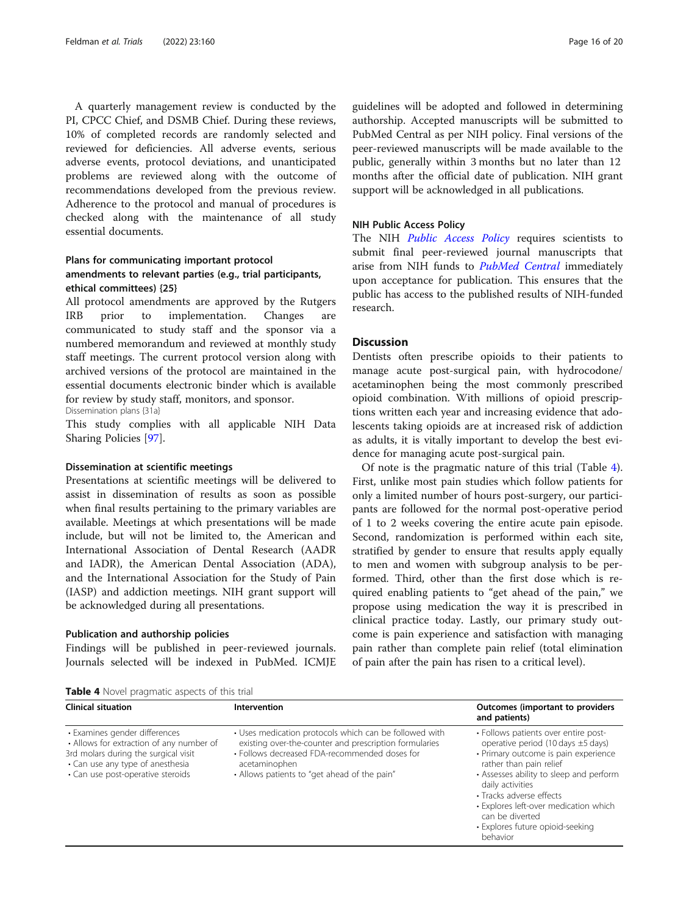A quarterly management review is conducted by the PI, CPCC Chief, and DSMB Chief. During these reviews, 10% of completed records are randomly selected and reviewed for deficiencies. All adverse events, serious adverse events, protocol deviations, and unanticipated problems are reviewed along with the outcome of recommendations developed from the previous review. Adherence to the protocol and manual of procedures is checked along with the maintenance of all study essential documents.

### Plans for communicating important protocol amendments to relevant parties (e.g., trial participants, ethical committees) {25}

All protocol amendments are approved by the Rutgers IRB prior to implementation. Changes are communicated to study staff and the sponsor via a numbered memorandum and reviewed at monthly study staff meetings. The current protocol version along with archived versions of the protocol are maintained in the essential documents electronic binder which is available for review by study staff, monitors, and sponsor.

Dissemination plans {31a}

This study complies with all applicable NIH Data Sharing Policies [97].

### Dissemination at scientific meetings

Presentations at scientific meetings will be delivered to assist in dissemination of results as soon as possible when final results pertaining to the primary variables are available. Meetings at which presentations will be made include, but will not be limited to, the American and International Association of Dental Research (AADR and IADR), the American Dental Association (ADA), and the International Association for the Study of Pain (IASP) and addiction meetings. NIH grant support will be acknowledged during all presentations.

### Publication and authorship policies

Findings will be published in peer-reviewed journals. Journals selected will be indexed in PubMed. ICMJE guidelines will be adopted and followed in determining authorship. Accepted manuscripts will be submitted to PubMed Central as per NIH policy. Final versions of the peer-reviewed manuscripts will be made available to the public, generally within 3 months but no later than 12 months after the official date of publication. NIH grant support will be acknowledged in all publications.

### NIH Public Access Policy

The NIH *Public Access Policy* requires scientists to submit final peer-reviewed journal manuscripts that arise from NIH funds to *PubMed Central* immediately upon acceptance for publication. This ensures that the public has access to the published results of NIH-funded research.

## Discussion

Dentists often prescribe opioids to their patients to manage acute post-surgical pain, with hydrocodone/acetaminophen being the most commonly prescribed opioid combination. With millions of opioid prescriptions written each year and increasing evidence that adolescents taking opioids are at increased risk of addiction as adults, it is vitally important to develop the best evidence for managing acute post-surgical pain.

Of note is the pragmatic nature of this trial (Table 4). First, unlike most pain studies which follow patients for only a limited number of hours post-surgery, our participants are followed for the normal post-operative period of 1 to 2 weeks covering the entire acute pain episode. Second, randomization is performed within each site, stratified by gender to ensure that results apply equally to men and women with subgroup analysis to be performed. Third, other than the first dose which is required enabling patients to "get ahead of the pain," we propose using medication the way it is prescribed in clinical practice today. Lastly, our primary study outcome is pain experience and satisfaction with managing pain rather than complete pain relief (total elimination of pain after the pain has risen to a critical level).

**Table 4** Novel pragmatic aspects of this trial

| Clinical situation | Intervention | Outcomes (important to providers and patients) |
|---|---|---|
| • Examines gender differences<br>• Allows for extraction of any number of 3rd molars during the surgical visit<br>• Can use any type of anesthesia<br>• Can use post-operative steroids | • Uses medication protocols which can be followed with existing over-the-counter and prescription formularies<br>• Follows decreased FDA-recommended doses for acetaminophen<br>• Allows patients to "get ahead of the pain" | • Follows patients over entire post-operative period (10 days ±5 days)<br>• Primary outcome is pain experience rather than pain relief<br>• Assesses ability to sleep and perform daily activities<br>• Tracks adverse effects<br>• Explores left-over medication which can be diverted<br>• Explores future opioid-seeking behavior |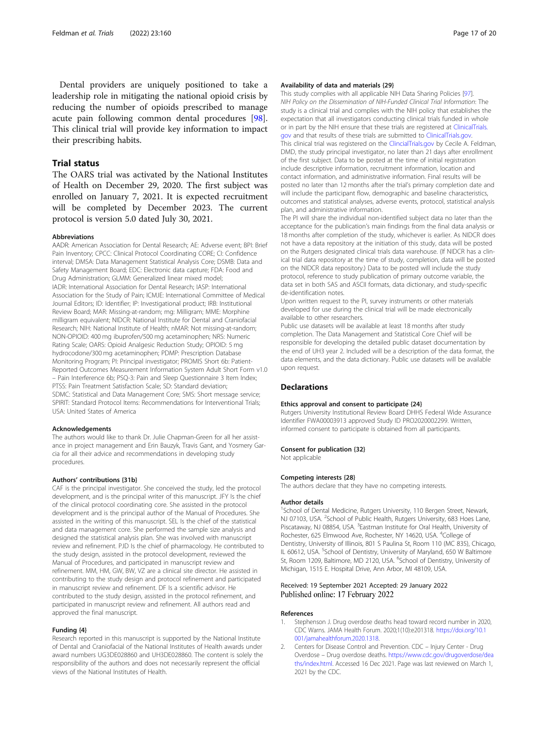Dental providers are uniquely positioned to take a leadership role in mitigating the national opioid crisis by reducing the number of opioids prescribed to manage acute pain following common dental procedures [98]. This clinical trial will provide key information to impact their prescribing habits.

## Trial status

The OARS trial was activated by the National Institutes of Health on December 29, 2020. The first subject was enrolled on January 7, 2021. It is expected recruitment will be completed by December 2023. The current protocol is version 5.0 dated July 30, 2021.

### Abbreviations

AADR: American Association for Dental Research; AE: Adverse event; BPI: Brief Pain Inventory; CPCC: Clinical Protocol Coordinating CORE; CI: Confidence interval; DMSA: Data Management Statistical Analysis Core; DSMB: Data and Safety Management Board; EDC: Electronic data capture; FDA: Food and Drug Administration; GLMM: Generalized linear mixed model; IADR: International Association for Dental Research; IASP: International Association for the Study of Pain; ICMJE: International Committee of Medical Journal Editors; ID: Identifier; IP: Investigational product; IRB: Institutional Review Board; MAR: Missing-at-random; mg: Milligram; MME: Morphine milligram equivalent; NIDCR: National Institute for Dental and Craniofacial Research; NIH: National Institute of Health; nMAR: Not missing-at-random; NON-OPIOID: 400 mg ibuprofen/500 mg acetaminophen; NRS: Numeric Rating Scale; OARS: Opioid Analgesic Reduction Study; OPIOID: 5 mg hydrocodone/300 mg acetaminophen; PDMP: Prescription Database Monitoring Program; PI: Principal investigator; PROMIS Short 6b: Patient-Reported Outcomes Measurement Information System Adult Short Form v1.0 – Pain Interference 6b; PSQ-3: Pain and Sleep Questionnaire 3 Item Index; PTSS: Pain Treatment Satisfaction Scale; SD: Standard deviation; SDMC: Statistical and Data Management Core; SMS: Short message service; SPIRIT: Standard Protocol Items: Recommendations for Interventional Trials; USA: United States of America

### Acknowledgements

The authors would like to thank Dr. Julie Chapman-Green for all her assistance in project management and Erin Bauzyk, Travis Gant, and Yosmery Garcia for all their advice and recommendations in developing study procedures.

### Authors' contributions {31b}

CAF is the principal investigator. She conceived the study, led the protocol development, and is the principal writer of this manuscript. JFY Is the chief of the clinical protocol coordinating core. She assisted in the protocol development and is the principal author of the Manual of Procedures. She assisted in the writing of this manuscript. SEL Is the chief of the statistical and data management core. She performed the sample size analysis and designed the statistical analysis plan. She was involved with manuscript review and refinement. PJD Is the chief of pharmacology. He contributed to the study design, assisted in the protocol development, reviewed the Manual of Procedures, and participated in manuscript review and refinement. MM, HM, GW, BW, VZ are a clinical site director. He assisted in contributing to the study design and protocol refinement and participated in manuscript review and refinement. DF Is a scientific advisor. He contributed to the study design, assisted in the protocol refinement, and participated in manuscript review and refinement. All authors read and approved the final manuscript.

### Funding {4}

Research reported in this manuscript is supported by the National Institute of Dental and Craniofacial of the National Institutes of Health awards under award numbers UG3DE028860 and UH3DE028860. The content is solely the responsibility of the authors and does not necessarily represent the official views of the National Institutes of Health.

### Availability of data and materials {29}

This study complies with all applicable NIH Data Sharing Policies [97].
*NIH Policy on the Dissemination of NIH-Funded Clinical Trial Information*: The study is a clinical trial and complies with the NIH policy that establishes the expectation that all investigators conducting clinical trials funded in whole or in part by the NIH ensure that these trials are registered at ClinicalTrials.gov and that results of these trials are submitted to ClinicalTrials.gov.
This clinical trial was registered on the ClincialTrials.gov by Cecile A. Feldman, DMD, the study principal investigator, no later than 21 days after enrollment of the first subject. Data to be posted at the time of initial registration include descriptive information, recruitment information, location and contact information, and administrative information. Final results will be posted no later than 12 months after the trial's primary completion date and will include the participant flow, demographic and baseline characteristics, outcomes and statistical analyses, adverse events, protocol, statistical analysis plan, and administrative information.
The PI will share the individual non-identified subject data no later than the acceptance for the publication's main findings from the final data analysis or 18 months after completion of the study, whichever is earlier. As NIDCR does not have a data repository at the initiation of this study, data will be posted on the Rutgers designated clinical trials data warehouse. (If NIDCR has a clinical trial data repository at the time of study, completion, data will be posted on the NIDCR data repository.) Data to be posted will include the study protocol, reference to study publication of primary outcome variable, the data set in both SAS and ASCII formats, data dictionary, and study-specific de-identification notes.
Upon written request to the PI, survey instruments or other materials developed for use during the clinical trial will be made electronically available to other researchers.
Public use datasets will be available at least 18 months after study completion. The Data Management and Statistical Core Chief will be responsible for developing the detailed public dataset documentation by the end of UH3 year 2. Included will be a description of the data format, the data elements, and the data dictionary. Public use datasets will be available upon request.

## Declarations

### Ethics approval and consent to participate {24}

Rutgers University Institutional Review Board DHHS Federal Wide Assurance Identifier FWA00003913 approved Study ID PRO2020002299. Written, informed consent to participate is obtained from all participants.

### Consent for publication {32}

Not applicable

### Competing interests {28}

The authors declare that they have no competing interests.

### Author details

[1]School of Dental Medicine, Rutgers University, 110 Bergen Street, Newark, NJ 07103, USA. [2]School of Public Health, Rutgers University, 683 Hoes Lane, Piscataway, NJ 08854, USA. [3]Eastman Institute for Oral Health, University of Rochester, 625 Elmwood Ave, Rochester, NY 14620, USA. [4]College of Dentistry, University of Illinois, 801 S Paulina St, Room 110 (MC 835), Chicago, IL 60612, USA. [5]School of Dentistry, University of Maryland, 650 W Baltimore St, Room 1209, Baltimore, MD 2120, USA. [6]School of Dentistry, University of Michigan, 1515 E. Hospital Drive, Ann Arbor, MI 48109, USA.

Received: 19 September 2021 Accepted: 29 January 2022
Published online: 17 February 2022

### References

1. Stephenson J. Drug overdose deaths head toward record number in 2020, CDC Warns. JAMA Health Forum. 2020;1(10):e201318. https://doi.org/10.1001/jamahealthforum.2020.1318.
2. Centers for Disease Control and Prevention. CDC – Injury Center - Drug Overdose – Drug overdose deaths. https://www.cdc.gov/drugoverdose/deaths/index.html. Accessed 16 Dec 2021. Page was last reviewed on March 1, 2021 by the CDC.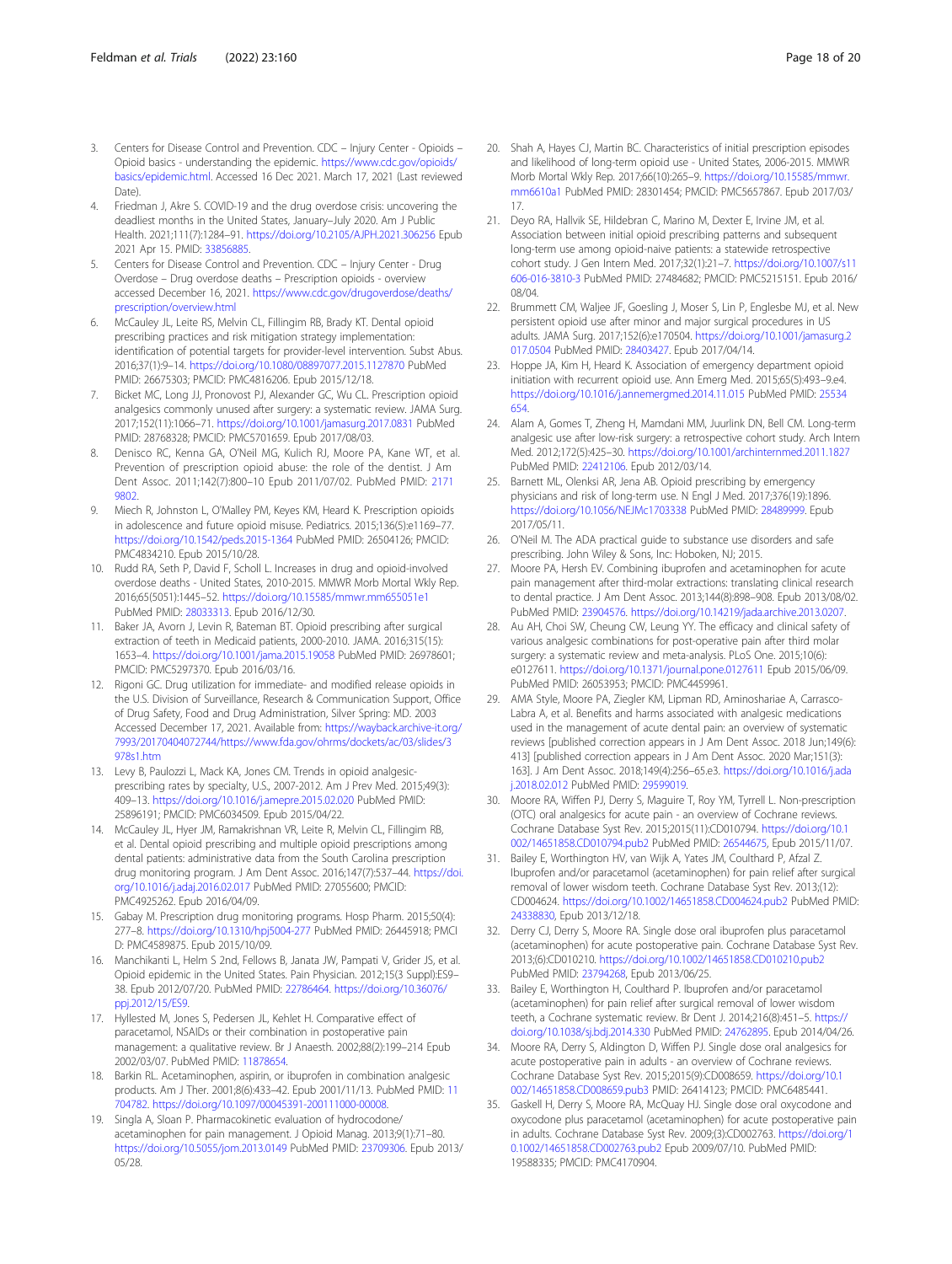3. Centers for Disease Control and Prevention. CDC – Injury Center - Opioids – Opioid basics - understanding the epidemic. https://www.cdc.gov/opioids/basics/epidemic.html. Accessed 16 Dec 2021. March 17, 2021 (Last reviewed Date).
4. Friedman J, Akre S. COVID-19 and the drug overdose crisis: uncovering the deadliest months in the United States, January–July 2020. Am J Public Health. 2021;111(7):1284–91. https://doi.org/10.2105/AJPH.2021.306256 Epub 2021 Apr 15. PMID: 33856885.
5. Centers for Disease Control and Prevention. CDC – Injury Center - Drug Overdose – Drug overdose deaths – Prescription opioids - overview accessed December 16, 2021. https://www.cdc.gov/drugoverdose/deaths/prescription/overview.html
6. McCauley JL, Leite RS, Melvin CL, Fillingim RB, Brady KT. Dental opioid prescribing practices and risk mitigation strategy implementation: identification of potential targets for provider-level intervention. Subst Abus. 2016;37(1):9–14. https://doi.org/10.1080/08897077.2015.1127870 PubMed PMID: 26675303; PMCID: PMC4816206. Epub 2015/12/18.
7. Bicket MC, Long JJ, Pronovost PJ, Alexander GC, Wu CL. Prescription opioid analgesics commonly unused after surgery: a systematic review. JAMA Surg. 2017;152(11):1066–71. https://doi.org/10.1001/jamasurg.2017.0831 PubMed PMID: 28768328; PMCID: PMC5701659. Epub 2017/08/03.
8. Denisco RC, Kenna GA, O'Neil MG, Kulich RJ, Moore PA, Kane WT, et al. Prevention of prescription opioid abuse: the role of the dentist. J Am Dent Assoc. 2011;142(7):800–10 Epub 2011/07/02. PubMed PMID: 21719802.
9. Miech R, Johnston L, O'Malley PM, Keyes KM, Heard K. Prescription opioids in adolescence and future opioid misuse. Pediatrics. 2015;136(5):e1169–77. https://doi.org/10.1542/peds.2015-1364 PubMed PMID: 26504126; PMCID: PMC4834210. Epub 2015/10/28.
10. Rudd RA, Seth P, David F, Scholl L. Increases in drug and opioid-involved overdose deaths - United States, 2010-2015. MMWR Morb Mortal Wkly Rep. 2016;65(5051):1445–52. https://doi.org/10.15585/mmwr.mm655051e1 PubMed PMID: 28033313. Epub 2016/12/30.
11. Baker JA, Avorn J, Levin R, Bateman BT. Opioid prescribing after surgical extraction of teeth in Medicaid patients, 2000-2010. JAMA. 2016;315(15):1653–4. https://doi.org/10.1001/jama.2015.19058 PubMed PMID: 26978601; PMCID: PMC5297370. Epub 2016/03/16.
12. Rigoni GC. Drug utilization for immediate- and modified release opioids in the U.S. Division of Surveillance, Research & Communication Support, Office of Drug Safety, Food and Drug Administration, Silver Spring: MD. 2003 Accessed December 17, 2021. Available from: https://wayback.archive-it.org/7993/20170404072744/https://www.fda.gov/ohrms/dockets/ac/03/slides/3978s1.htm
13. Levy B, Paulozzi L, Mack KA, Jones CM. Trends in opioid analgesic-prescribing rates by specialty, U.S., 2007-2012. Am J Prev Med. 2015;49(3):409–13. https://doi.org/10.1016/j.amepre.2015.02.020 PubMed PMID: 25896191; PMCID: PMC6034509. Epub 2015/04/22.
14. McCauley JL, Hyer JM, Ramakrishnan VR, Leite R, Melvin CL, Fillingim RB, et al. Dental opioid prescribing and multiple opioid prescriptions among dental patients: administrative data from the South Carolina prescription drug monitoring program. J Am Dent Assoc. 2016;147(7):537–44. https://doi.org/10.1016/j.adaj.2016.02.017 PubMed PMID: 27055600; PMCID: PMC4925262. Epub 2016/04/09.
15. Gabay M. Prescription drug monitoring programs. Hosp Pharm. 2015;50(4):277–8. https://doi.org/10.1310/hpj5004-277 PubMed PMID: 26445918; PMCID: PMC4589875. Epub 2015/10/09.
16. Manchikanti L, Helm S 2nd, Fellows B, Janata JW, Pampati V, Grider JS, et al. Opioid epidemic in the United States. Pain Physician. 2012;15(3 Suppl):ES9–38. Epub 2012/07/20. PubMed PMID: 22786464. https://doi.org/10.36076/ppj.2012/15/ES9.
17. Hyllested M, Jones S, Pedersen JL, Kehlet H. Comparative effect of paracetamol, NSAIDs or their combination in postoperative pain management: a qualitative review. Br J Anaesth. 2002;88(2):199–214 Epub 2002/03/07. PubMed PMID: 11878654.
18. Barkin RL. Acetaminophen, aspirin, or ibuprofen in combination analgesic products. Am J Ther. 2001;8(6):433–42. Epub 2001/11/13. PubMed PMID: 11704782. https://doi.org/10.1097/00045391-200111000-00008.
19. Singla A, Sloan P. Pharmacokinetic evaluation of hydrocodone/acetaminophen for pain management. J Opioid Manag. 2013;9(1):71–80. https://doi.org/10.5055/jom.2013.0149 PubMed PMID: 23709306. Epub 2013/05/28.
20. Shah A, Hayes CJ, Martin BC. Characteristics of initial prescription episodes and likelihood of long-term opioid use - United States, 2006-2015. MMWR Morb Mortal Wkly Rep. 2017;66(10):265–9. https://doi.org/10.15585/mmwr.mm6610a1 PubMed PMID: 28301454; PMCID: PMC5657867. Epub 2017/03/17.
21. Deyo RA, Hallvik SE, Hildebran C, Marino M, Dexter E, Irvine JM, et al. Association between initial opioid prescribing patterns and subsequent long-term use among opioid-naive patients: a statewide retrospective cohort study. J Gen Intern Med. 2017;32(1):21–7. https://doi.org/10.1007/s11606-016-3810-3 PubMed PMID: 27484682; PMCID: PMC5215151. Epub 2016/08/04.
22. Brummett CM, Waljee JF, Goesling J, Moser S, Lin P, Englesbe MJ, et al. New persistent opioid use after minor and major surgical procedures in US adults. JAMA Surg. 2017;152(6):e170504. https://doi.org/10.1001/jamasurg.2017.0504 PubMed PMID: 28403427. Epub 2017/04/14.
23. Hoppe JA, Kim H, Heard K. Association of emergency department opioid initiation with recurrent opioid use. Ann Emerg Med. 2015;65(5):493–9.e4. https://doi.org/10.1016/j.annemergmed.2014.11.015 PubMed PMID: 25534654.
24. Alam A, Gomes T, Zheng H, Mamdani MM, Juurlink DN, Bell CM. Long-term analgesic use after low-risk surgery: a retrospective cohort study. Arch Intern Med. 2012;172(5):425–30. https://doi.org/10.1001/archinternmed.2011.1827 PubMed PMID: 22412106. Epub 2012/03/14.
25. Barnett ML, Olenski AR, Jena AB. Opioid prescribing by emergency physicians and risk of long-term use. N Engl J Med. 2017;376(19):1896. https://doi.org/10.1056/NEJMc1703338 PubMed PMID: 28489999. Epub 2017/05/11.
26. O'Neil M. The ADA practical guide to substance use disorders and safe prescribing. John Wiley & Sons, Inc: Hoboken, NJ; 2015.
27. Moore PA, Hersh EV. Combining ibuprofen and acetaminophen for acute pain management after third-molar extractions: translating clinical research to dental practice. J Am Dent Assoc. 2013;144(8):898–908. Epub 2013/08/02. PubMed PMID: 23904576. https://doi.org/10.14219/jada.archive.2013.0207.
28. Au AH, Choi SW, Cheung CW, Leung YY. The efficacy and clinical safety of various analgesic combinations for post-operative pain after third molar surgery: a systematic review and meta-analysis. PLoS One. 2015;10(6):e0127611. https://doi.org/10.1371/journal.pone.0127611 Epub 2015/06/09. PubMed PMID: 26053953; PMCID: PMC4459961.
29. AMA Style, Moore PA, Ziegler KM, Lipman RD, Aminoshariae A, Carrasco-Labra A, et al. Benefits and harms associated with analgesic medications used in the management of acute dental pain: an overview of systematic reviews [published correction appears in J Am Dent Assoc. 2018 Jun;149(6):413] [published correction appears in J Am Dent Assoc. 2020 Mar;151(3):163]. J Am Dent Assoc. 2018;149(4):256–65.e3. https://doi.org/10.1016/j.adaj.2018.02.012 PubMed PMID: 29599019.
30. Moore RA, Wiffen PJ, Derry S, Maguire T, Roy YM, Tyrrell L. Non-prescription (OTC) oral analgesics for acute pain - an overview of Cochrane reviews. Cochrane Database Syst Rev. 2015;2015(11):CD010794. https://doi.org/10.1002/14651858.CD010794.pub2 PubMed PMID: 26544675, Epub 2015/11/07.
31. Bailey E, Worthington HV, van Wijk A, Yates JM, Coulthard P, Afzal Z. Ibuprofen and/or paracetamol (acetaminophen) for pain relief after surgical removal of lower wisdom teeth. Cochrane Database Syst Rev. 2013;(12):CD004624. https://doi.org/10.1002/14651858.CD004624.pub2 PubMed PMID: 24338830, Epub 2013/12/18.
32. Derry CJ, Derry S, Moore RA. Single dose oral ibuprofen plus paracetamol (acetaminophen) for acute postoperative pain. Cochrane Database Syst Rev. 2013;(6):CD010210. https://doi.org/10.1002/14651858.CD010210.pub2 PubMed PMID: 23794268, Epub 2013/06/25.
33. Bailey E, Worthington H, Coulthard P. Ibuprofen and/or paracetamol (acetaminophen) for pain relief after surgical removal of lower wisdom teeth, a Cochrane systematic review. Br Dent J. 2014;216(8):451–5. https://doi.org/10.1038/sj.bdj.2014.330 PubMed PMID: 24762895. Epub 2014/04/26.
34. Moore RA, Derry S, Aldington D, Wiffen PJ. Single dose oral analgesics for acute postoperative pain in adults - an overview of Cochrane reviews. Cochrane Database Syst Rev. 2015;2015(9):CD008659. https://doi.org/10.1002/14651858.CD008659.pub3 PMID: 26414123; PMCID: PMC6485441.
35. Gaskell H, Derry S, Moore RA, McQuay HJ. Single dose oral oxycodone and oxycodone plus paracetamol (acetaminophen) for acute postoperative pain in adults. Cochrane Database Syst Rev. 2009;(3):CD002763. https://doi.org/10.1002/14651858.CD002763.pub2 Epub 2009/07/10. PubMed PMID: 19588335; PMCID: PMC4170904.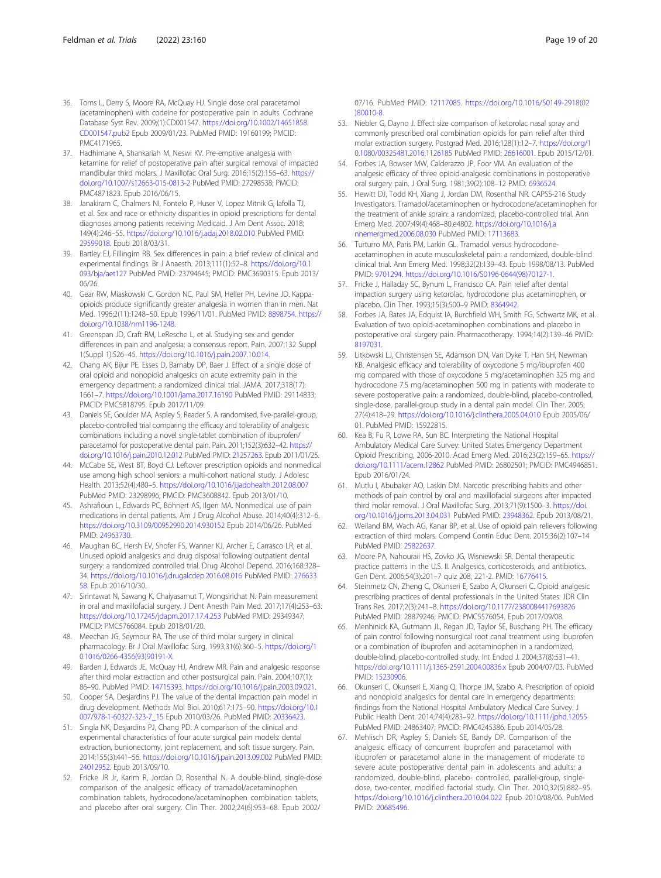36. Toms L, Derry S, Moore RA, McQuay HJ. Single dose oral paracetamol (acetaminophen) with codeine for postoperative pain in adults. Cochrane Database Syst Rev. 2009;(1):CD001547. https://doi.org/10.1002/14651858.CD001547.pub2 Epub 2009/01/23. PubMed PMID: 19160199; PMCID: PMC4171965.
37. Hadhimane A, Shankariah M, Neswi KV. Pre-emptive analgesia with ketamine for relief of postoperative pain after surgical removal of impacted mandibular third molars. J Maxillofac Oral Surg. 2016;15(2):156–63. https://doi.org/10.1007/s12663-015-0813-2 PubMed PMID: 27298538; PMCID: PMC4871823. Epub 2016/06/15.
38. Janakiram C, Chalmers NI, Fontelo P, Huser V, Lopez Mitnik G, Iafolla TJ, et al. Sex and race or ethnicity disparities in opioid prescriptions for dental diagnoses among patients receiving Medicaid. J Am Dent Assoc. 2018; 149(4):246–55. https://doi.org/10.1016/j.adaj.2018.02.010 PubMed PMID: 29599018. Epub 2018/03/31.
39. Bartley EJ, Fillingim RB. Sex differences in pain: a brief review of clinical and experimental findings. Br J Anaesth. 2013;111(1):52–8. https://doi.org/10.1093/bja/aet127 PubMed PMID: 23794645; PMCID: PMC3690315. Epub 2013/06/26.
40. Gear RW, Miaskowski C, Gordon NC, Paul SM, Heller PH, Levine JD. Kappa-opioids produce significantly greater analgesia in women than in men. Nat Med. 1996;2(11):1248–50. Epub 1996/11/01. PubMed PMID: 8898754. https://doi.org/10.1038/nm1196-1248.
41. Greenspan JD, Craft RM, LeResche L, et al. Studying sex and gender differences in pain and analgesia: a consensus report. Pain. 2007;132 Suppl 1(Suppl 1):S26–45. https://doi.org/10.1016/j.pain.2007.10.014.
42. Chang AK, Bijur PE, Esses D, Barnaby DP, Baer J. Effect of a single dose of oral opioid and nonopioid analgesics on acute extremity pain in the emergency department: a randomized clinical trial. JAMA. 2017;318(17): 1661–7. https://doi.org/10.1001/jama.2017.16190 PubMed PMID: 29114833; PMCID: PMC5818795. Epub 2017/11/09.
43. Daniels SE, Goulder MA, Aspley S, Reader S. A randomised, five-parallel-group, placebo-controlled trial comparing the efficacy and tolerability of analgesic combinations including a novel single-tablet combination of ibuprofen/paracetamol for postoperative dental pain. Pain. 2011;152(3):632–42. https://doi.org/10.1016/j.pain.2010.12.012 PubMed PMID: 21257263. Epub 2011/01/25.
44. McCabe SE, West BT, Boyd CJ. Leftover prescription opioids and nonmedical use among high school seniors: a multi-cohort national study. J Adolesc Health. 2013;52(4):480–5. https://doi.org/10.1016/j.jadohealth.2012.08.007 PubMed PMID: 23298996; PMCID: PMC3608842. Epub 2013/01/10.
45. Ashrafioun L, Edwards PC, Bohnert AS, Ilgen MA. Nonmedical use of pain medications in dental patients. Am J Drug Alcohol Abuse. 2014;40(4):312–6. https://doi.org/10.3109/00952990.2014.930152 Epub 2014/06/26. PubMed PMID: 24963730.
46. Maughan BC, Hersh EV, Shofer FS, Wanner KJ, Archer E, Carrasco LR, et al. Unused opioid analgesics and drug disposal following outpatient dental surgery: a randomized controlled trial. Drug Alcohol Depend. 2016;168:328–34. https://doi.org/10.1016/j.drugalcdep.2016.08.016 PubMed PMID: 27663358. Epub 2016/10/30.
47. Sirintawat N, Sawang K, Chaiyasamut T, Wongsirichat N. Pain measurement in oral and maxillofacial surgery. J Dent Anesth Pain Med. 2017;17(4):253–63. https://doi.org/10.17245/jdapm.2017.17.4.253 PubMed PMID: 29349347; PMCID: PMC5766084. Epub 2018/01/20.
48. Meechan JG, Seymour RA. The use of third molar surgery in clinical pharmacology. Br J Oral Maxillofac Surg. 1993;31(6):360–5. https://doi.org/10.1016/0266-4356(93)90191-X.
49. Barden J, Edwards JE, McQuay HJ, Andrew MR. Pain and analgesic response after third molar extraction and other postsurgical pain. Pain. 2004;107(1): 86–90. PubMed PMID: 14715393. https://doi.org/10.1016/j.pain.2003.09.021.
50. Cooper SA, Desjardins PJ. The value of the dental impaction pain model in drug development. Methods Mol Biol. 2010;617:175–90. https://doi.org/10.1007/978-1-60327-323-7_15 Epub 2010/03/26. PubMed PMID: 20336423.
51. Singla NK, Desjardins PJ, Chang PD. A comparison of the clinical and experimental characteristics of four acute surgical pain models: dental extraction, bunionectomy, joint replacement, and soft tissue surgery. Pain. 2014;155(3):441–56. https://doi.org/10.1016/j.pain.2013.09.002 PubMed PMID: 24012952. Epub 2013/09/10.
52. Fricke JR Jr, Karim R, Jordan D, Rosenthal N. A double-blind, single-dose comparison of the analgesic efficacy of tramadol/acetaminophen combination tablets, hydrocodone/acetaminophen combination tablets, and placebo after oral surgery. Clin Ther. 2002;24(6):953–68. Epub 2002/07/16. PubMed PMID: 12117085. https://doi.org/10.1016/S0149-2918(02)80010-8.
53. Niebler G, Dayno J. Effect size comparison of ketorolac nasal spray and commonly prescribed oral combination opioids for pain relief after third molar extraction surgery. Postgrad Med. 2016;128(1):12–7. https://doi.org/10.1080/00325481.2016.1126185 PubMed PMID: 26616001. Epub 2015/12/01.
54. Forbes JA, Bowser MW, Calderazzo JP, Foor VM. An evaluation of the analgesic efficacy of three opioid-analgesic combinations in postoperative oral surgery pain. J Oral Surg. 1981;39(2):108–12 PMID: 6936524.
55. Hewitt DJ, Todd KH, Xiang J, Jordan DM, Rosenthal NR. CAPSS-216 Study Investigators. Tramadol/acetaminophen or hydrocodone/acetaminophen for the treatment of ankle sprain: a randomized, placebo-controlled trial. Ann Emerg Med. 2007;49(4):468–80.e4802. https://doi.org/10.1016/j.annemergmed.2006.08.030 PubMed PMID: 17113683.
56. Turturro MA, Paris PM, Larkin GL. Tramadol versus hydrocodone-acetaminophen in acute musculoskeletal pain: a randomized, double-blind clinical trial. Ann Emerg Med. 1998;32(2):139–43. Epub 1998/08/13. PubMed PMID: 9701294. https://doi.org/10.1016/S0196-0644(98)70127-1.
57. Fricke J, Halladay SC, Bynum L, Francisco CA. Pain relief after dental impaction surgery using ketorolac, hydrocodone plus acetaminophen, or placebo. Clin Ther. 1993;15(3):500–9 PMID: 8364942.
58. Forbes JA, Bates JA, Edquist IA, Burchfield WH, Smith FG, Schwartz MK, et al. Evaluation of two opioid-acetaminophen combinations and placebo in postoperative oral surgery pain. Pharmacotherapy. 1994;14(2):139–46 PMID: 8197031.
59. Litkowski LJ, Christensen SE, Adamson DN, Van Dyke T, Han SH, Newman KB. Analgesic efficacy and tolerability of oxycodone 5 mg/ibuprofen 400 mg compared with those of oxycodone 5 mg/acetaminophen 325 mg and hydrocodone 7.5 mg/acetaminophen 500 mg in patients with moderate to severe postoperative pain: a randomized, double-blind, placebo-controlled, single-dose, parallel-group study in a dental pain model. Clin Ther. 2005; 27(4):418–29. https://doi.org/10.1016/j.clinthera.2005.04.010 Epub 2005/06/01. PubMed PMID: 15922815.
60. Kea B, Fu R, Lowe RA, Sun BC. Interpreting the National Hospital Ambulatory Medical Care Survey: United States Emergency Department Opioid Prescribing, 2006-2010. Acad Emerg Med. 2016;23(2):159–65. https://doi.org/10.1111/acem.12862 PubMed PMID: 26802501; PMCID: PMC4946851. Epub 2016/01/24.
61. Mutlu I, Abubaker AO, Laskin DM. Narcotic prescribing habits and other methods of pain control by oral and maxillofacial surgeons after impacted third molar removal. J Oral Maxillofac Surg. 2013;71(9):1500–3. https://doi.org/10.1016/j.joms.2013.04.031 PubMed PMID: 23948362. Epub 2013/08/21.
62. Weiland BM, Wach AG, Kanar BP, et al. Use of opioid pain relievers following extraction of third molars. Compend Contin Educ Dent. 2015;36(2):107–14 PubMed PMID: 25822637.
63. Moore PA, Nahouraii HS, Zovko JG, Wisniewski SR. Dental therapeutic practice patterns in the U.S. II. Analgesics, corticosteroids, and antibiotics. Gen Dent. 2006;54(3):201–7 quiz 208, 221-2. PMID: 16776415.
64. Steinmetz CN, Zheng C, Okunseri E, Szabo A, Okunseri C. Opioid analgesic prescribing practices of dental professionals in the United States. JDR Clin Trans Res. 2017;2(3):241–8. https://doi.org/10.1177/2380084417693826 PubMed PMID: 28879246; PMCID: PMC5576054. Epub 2017/09/08.
65. Menhinick KA, Gutmann JL, Regan JD, Taylor SE, Buschang PH. The efficacy of pain control following nonsurgical root canal treatment using ibuprofen or a combination of ibuprofen and acetaminophen in a randomized, double-blind, placebo-controlled study. Int Endod J. 2004;37(8):531–41. https://doi.org/10.1111/j.1365-2591.2004.00836.x Epub 2004/07/03. PubMed PMID: 15230906.
66. Okunseri C, Okunseri E, Xiang Q, Thorpe JM, Szabo A. Prescription of opioid and nonopioid analgesics for dental care in emergency departments: findings from the National Hospital Ambulatory Medical Care Survey. J Public Health Dent. 2014;74(4):283–92. https://doi.org/10.1111/jphd.12055 PubMed PMID: 24863407; PMCID: PMC4245386. Epub 2014/05/28.
67. Mehlisch DR, Aspley S, Daniels SE, Bandy DP. Comparison of the analgesic efficacy of concurrent ibuprofen and paracetamol with ibuprofen or paracetamol alone in the management of moderate to severe acute postoperative dental pain in adolescents and adults: a randomized, double-blind, placebo- controlled, parallel-group, single-dose, two-center, modified factorial study. Clin Ther. 2010;32(5):882–95. https://doi.org/10.1016/j.clinthera.2010.04.022 Epub 2010/08/06. PubMed PMID: 20685496.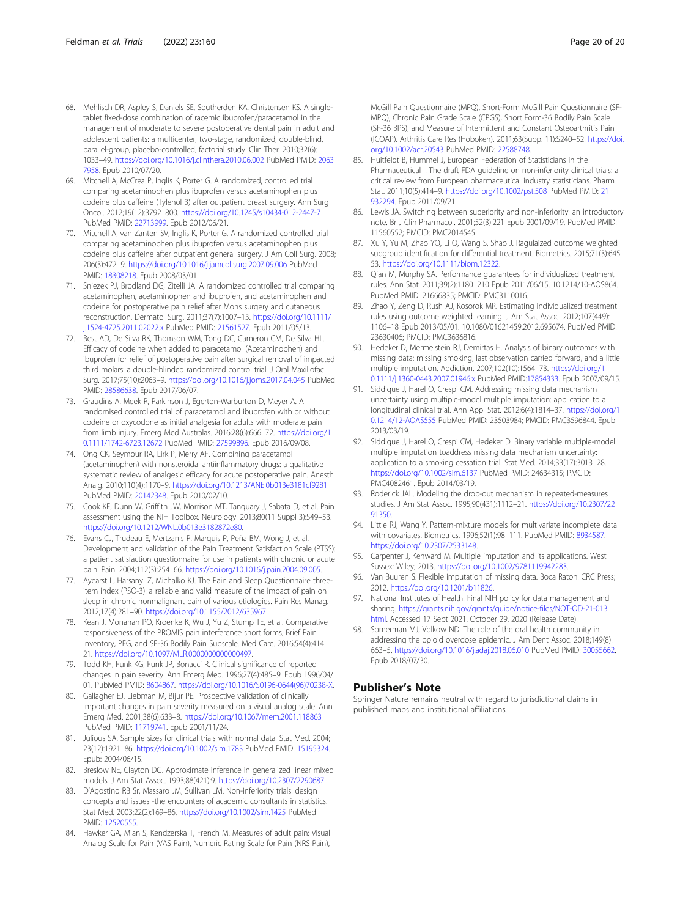68. Mehlisch DR, Aspley S, Daniels SE, Southerden KA, Christensen KS. A single-tablet fixed-dose combination of racemic ibuprofen/paracetamol in the management of moderate to severe postoperative dental pain in adult and adolescent patients: a multicenter, two-stage, randomized, double-blind, parallel-group, placebo-controlled, factorial study. Clin Ther. 2010;32(6): 1033–49. https://doi.org/10.1016/j.clinthera.2010.06.002 PubMed PMID: 20637958. Epub 2010/07/20.
69. Mitchell A, McCrea P, Inglis K, Porter G. A randomized, controlled trial comparing acetaminophen plus ibuprofen versus acetaminophen plus codeine plus caffeine (Tylenol 3) after outpatient breast surgery. Ann Surg Oncol. 2012;19(12):3792–800. https://doi.org/10.1245/s10434-012-2447-7 PubMed PMID: 22713999. Epub 2012/06/21.
70. Mitchell A, van Zanten SV, Inglis K, Porter G. A randomized controlled trial comparing acetaminophen plus ibuprofen versus acetaminophen plus codeine plus caffeine after outpatient general surgery. J Am Coll Surg. 2008; 206(3):472–9. https://doi.org/10.1016/j.jamcollsurg.2007.09.006 PubMed PMID: 18308218. Epub 2008/03/01.
71. Sniezek PJ, Brodland DG, Zitelli JA. A randomized controlled trial comparing acetaminophen, acetaminophen and ibuprofen, and acetaminophen and codeine for postoperative pain relief after Mohs surgery and cutaneous reconstruction. Dermatol Surg. 2011;37(7):1007–13. https://doi.org/10.1111/j.1524-4725.2011.02022.x PubMed PMID: 21561527. Epub 2011/05/13.
72. Best AD, De Silva RK, Thomson WM, Tong DC, Cameron CM, De Silva HL. Efficacy of codeine when added to paracetamol (Acetaminophen) and ibuprofen for relief of postoperative pain after surgical removal of impacted third molars: a double-blinded randomized control trial. J Oral Maxillofac Surg. 2017;75(10):2063–9. https://doi.org/10.1016/j.joms.2017.04.045 PubMed PMID: 28586638. Epub 2017/06/07.
73. Graudins A, Meek R, Parkinson J, Egerton-Warburton D, Meyer A. A randomised controlled trial of paracetamol and ibuprofen with or without codeine or oxycodone as initial analgesia for adults with moderate pain from limb injury. Emerg Med Australas. 2016;28(6):666–72. https://doi.org/10.1111/1742-6723.12672 PubMed PMID: 27599896. Epub 2016/09/08.
74. Ong CK, Seymour RA, Lirk P, Merry AF. Combining paracetamol (acetaminophen) with nonsteroidal antiinflammatory drugs: a qualitative systematic review of analgesic efficacy for acute postoperative pain. Anesth Analg. 2010;110(4):1170–9. https://doi.org/10.1213/ANE.0b013e3181cf9281 PubMed PMID: 20142348. Epub 2010/02/10.
75. Cook KF, Dunn W, Griffith JW, Morrison MT, Tanquary J, Sabata D, et al. Pain assessment using the NIH Toolbox. Neurology. 2013;80(11 Suppl 3):S49–53. https://doi.org/10.1212/WNL.0b013e3182872e80.
76. Evans CJ, Trudeau E, Mertzanis P, Marquis P, Peña BM, Wong J, et al. Development and validation of the Pain Treatment Satisfaction Scale (PTSS): a patient satisfaction questionnaire for use in patients with chronic or acute pain. Pain. 2004;112(3):254–66. https://doi.org/10.1016/j.pain.2004.09.005.
77. Ayearst L, Harsanyi Z, Michalko KJ. The Pain and Sleep Questionnaire three-item index (PSQ-3): a reliable and valid measure of the impact of pain on sleep in chronic nonmalignant pain of various etiologies. Pain Res Manag. 2012;17(4):281–90. https://doi.org/10.1155/2012/635967.
78. Kean J, Monahan PO, Kroenke K, Wu J, Yu Z, Stump TE, et al. Comparative responsiveness of the PROMIS pain interference short forms, Brief Pain Inventory, PEG, and SF-36 Bodily Pain Subscale. Med Care. 2016;54(4):414–21. https://doi.org/10.1097/MLR.0000000000000497.
79. Todd KH, Funk KG, Funk JP, Bonacci R. Clinical significance of reported changes in pain severity. Ann Emerg Med. 1996;27(4):485–9. Epub 1996/04/01. PubMed PMID: 8604867. https://doi.org/10.1016/S0196-0644(96)70238-X.
80. Gallagher EJ, Liebman M, Bijur PE. Prospective validation of clinically important changes in pain severity measured on a visual analog scale. Ann Emerg Med. 2001;38(6):633–8. https://doi.org/10.1067/mem.2001.118863 PubMed PMID: 11719741. Epub 2001/11/24.
81. Julious SA. Sample sizes for clinical trials with normal data. Stat Med. 2004; 23(12):1921–86. https://doi.org/10.1002/sim.1783 PubMed PMID: 15195324. Epub: 2004/06/15.
82. Breslow NE, Clayton DG. Approximate inference in generalized linear mixed models. J Am Stat Assoc. 1993;88(421):9. https://doi.org/10.2307/2290687.
83. D'Agostino RB Sr, Massaro JM, Sullivan LM. Non-inferiority trials: design concepts and issues -the encounters of academic consultants in statistics. Stat Med. 2003;22(2):169–86. https://doi.org/10.1002/sim.1425 PubMed PMID: 12520555.
84. Hawker GA, Mian S, Kendzerska T, French M. Measures of adult pain: Visual Analog Scale for Pain (VAS Pain), Numeric Rating Scale for Pain (NRS Pain), McGill Pain Questionnaire (MPQ), Short-Form McGill Pain Questionnaire (SF-MPQ), Chronic Pain Grade Scale (CPGS), Short Form-36 Bodily Pain Scale (SF-36 BPS), and Measure of Intermittent and Constant Osteoarthritis Pain (ICOAP). Arthritis Care Res (Hoboken). 2011;63(Supp. 11):S240–52. https://doi.org/10.1002/acr.20543 PubMed PMID: 22588748.
85. Huitfeldt B, Hummel J, European Federation of Statisticians in the Pharmaceutical I. The draft FDA guideline on non-inferiority clinical trials: a critical review from European pharmaceutical industry statisticians. Pharm Stat. 2011;10(5):414–9. https://doi.org/10.1002/pst.508 PubMed PMID: 21932294. Epub 2011/09/21.
86. Lewis JA. Switching between superiority and non-inferiority: an introductory note. Br J Clin Pharmacol. 2001;52(3):221 Epub 2001/09/19. PubMed PMID: 11560552; PMCID: PMC2014545.
87. Xu Y, Yu M, Zhao YQ, Li Q, Wang S, Shao J. Ragulaized outcome weighted subgroup identification for differential treatment. Biometrics. 2015;71(3):645–53. https://doi.org/10.1111/biom.12322.
88. Qian M, Murphy SA. Performance guarantees for individualized treatment rules. Ann Stat. 2011;39(2):1180–210 Epub 2011/06/15. 10.1214/10-AOS864. PubMed PMID: 21666835; PMCID: PMC3110016.
89. Zhao Y, Zeng D, Rush AJ, Kosorok MR. Estimating individualized treatment rules using outcome weighted learning. J Am Stat Assoc. 2012;107(449): 1106–18 Epub 2013/05/01. 10.1080/01621459.2012.695674. PubMed PMID: 23630406; PMCID: PMC3636816.
90. Hedeker D, Mermelstein RJ, Demirtas H. Analysis of binary outcomes with missing data: missing smoking, last observation carried forward, and a little multiple imputation. Addiction. 2007;102(10):1564–73. https://doi.org/10.1111/j.1360-0443.2007.01946.x PubMed PMID:17854333. Epub 2007/09/15.
91. Siddique J, Harel O, Crespi CM. Addressing missing data mechanism uncertainty using multiple-model multiple imputation: application to a longitudinal clinical trial. Ann Appl Stat. 2012;6(4):1814–37. https://doi.org/10.1214/12-AOAS555 PubMed PMID: 23503984; PMCID: PMC3596844. Epub 2013/03/19.
92. Siddique J, Harel O, Crespi CM, Hedeker D. Binary variable multiple-model multiple imputation toaddress missing data mechanism uncertainty: application to a smoking cessation trial. Stat Med. 2014;33(17):3013–28. https://doi.org/10.1002/sim.6137 PubMed PMID: 24634315; PMCID: PMC4082461. Epub 2014/03/19.
93. Roderick JAL. Modeling the drop-out mechanism in repeated-measures studies. J Am Stat Assoc. 1995;90(431):1112–21. https://doi.org/10.2307/2291350.
94. Little RJ, Wang Y. Pattern-mixture models for multivariate incomplete data with covariates. Biometrics. 1996;52(1):98–111. PubMed PMID: 8934587. https://doi.org/10.2307/2533148.
95. Carpenter J, Kenward M. Multiple imputation and its applications. West Sussex: Wiley; 2013. https://doi.org/10.1002/9781119942283.
96. Van Buuren S. Flexible imputation of missing data. Boca Raton: CRC Press; 2012. https://doi.org/10.1201/b11826.
97. National Institutes of Health. Final NIH policy for data management and sharing. https://grants.nih.gov/grants/guide/notice-files/NOT-OD-21-013.html. Accessed 17 Sept 2021. October 29, 2020 (Release Date).
98. Somerman MJ, Volkow ND. The role of the oral health community in addressing the opioid overdose epidemic. J Am Dent Assoc. 2018;149(8): 663–5. https://doi.org/10.1016/j.adaj.2018.06.010 PubMed PMID: 30055662. Epub 2018/07/30.

## Publisher's Note

Springer Nature remains neutral with regard to jurisdictional claims in published maps and institutional affiliations.